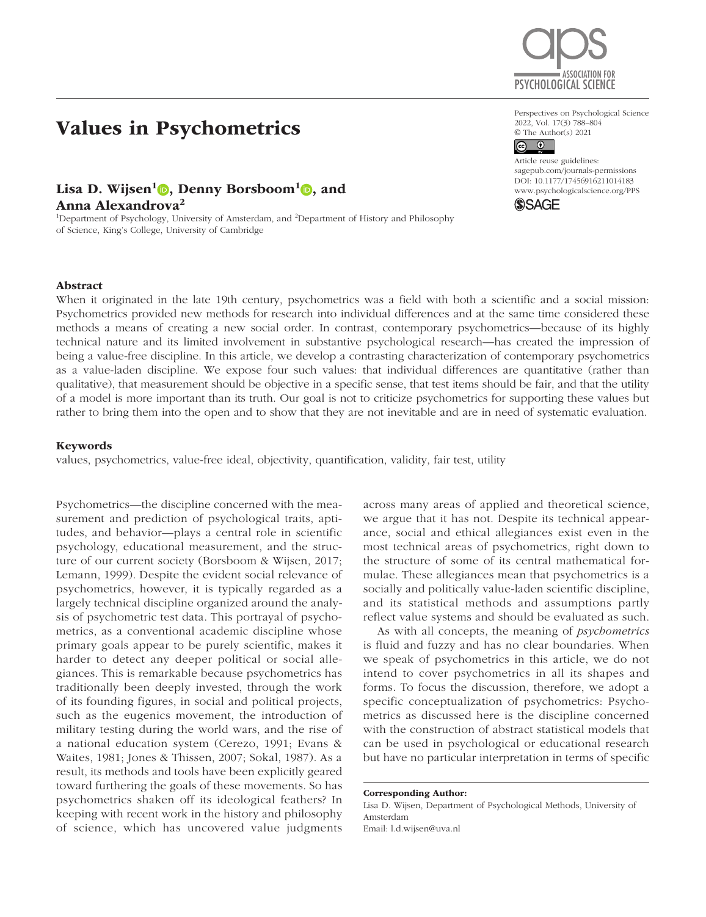# Values in Psychometrics

**Lisa D. Wijsen[1], Denny Borsboom[1], and Anna Alexandrova[2]**

[1]Department of Psychology, University of Amsterdam, and [2]Department of History and Philosophy of Science, King's College, University of Cambridge

Perspectives on Psychological Science
2022, Vol. 17(3) 788–804
© The Author(s) 2021
Article reuse guidelines: sagepub.com/journals-permissions
DOI: 10.1177/17456916211014183
www.psychologicalscience.org/PPS

## Abstract

When it originated in the late 19th century, psychometrics was a field with both a scientific and a social mission: Psychometrics provided new methods for research into individual differences and at the same time considered these methods a means of creating a new social order. In contrast, contemporary psychometrics—because of its highly technical nature and its limited involvement in substantive psychological research—has created the impression of being a value-free discipline. In this article, we develop a contrasting characterization of contemporary psychometrics as a value-laden discipline. We expose four such values: that individual differences are quantitative (rather than qualitative), that measurement should be objective in a specific sense, that test items should be fair, and that the utility of a model is more important than its truth. Our goal is not to criticize psychometrics for supporting these values but rather to bring them into the open and to show that they are not inevitable and are in need of systematic evaluation.

## Keywords

values, psychometrics, value-free ideal, objectivity, quantification, validity, fair test, utility

Psychometrics—the discipline concerned with the measurement and prediction of psychological traits, aptitudes, and behavior—plays a central role in scientific psychology, educational measurement, and the structure of our current society (Borsboom & Wijsen, 2017; Lemann, 1999). Despite the evident social relevance of psychometrics, however, it is typically regarded as a largely technical discipline organized around the analysis of psychometric test data. This portrayal of psychometrics, as a conventional academic discipline whose primary goals appear to be purely scientific, makes it harder to detect any deeper political or social allegiances. This is remarkable because psychometrics has traditionally been deeply invested, through the work of its founding figures, in social and political projects, such as the eugenics movement, the introduction of military testing during the world wars, and the rise of a national education system (Cerezo, 1991; Evans & Waites, 1981; Jones & Thissen, 2007; Sokal, 1987). As a result, its methods and tools have been explicitly geared toward furthering the goals of these movements. So has psychometrics shaken off its ideological feathers? In keeping with recent work in the history and philosophy of science, which has uncovered value judgments across many areas of applied and theoretical science, we argue that it has not. Despite its technical appearance, social and ethical allegiances exist even in the most technical areas of psychometrics, right down to the structure of some of its central mathematical formulae. These allegiances mean that psychometrics is a socially and politically value-laden scientific discipline, and its statistical methods and assumptions partly reflect value systems and should be evaluated as such.

As with all concepts, the meaning of *psychometrics* is fluid and fuzzy and has no clear boundaries. When we speak of psychometrics in this article, we do not intend to cover psychometrics in all its shapes and forms. To focus the discussion, therefore, we adopt a specific conceptualization of psychometrics: Psychometrics as discussed here is the discipline concerned with the construction of abstract statistical models that can be used in psychological or educational research but have no particular interpretation in terms of specific

**Corresponding Author:**
Lisa D. Wijsen, Department of Psychological Methods, University of Amsterdam
Email: l.d.wijsen@uva.nl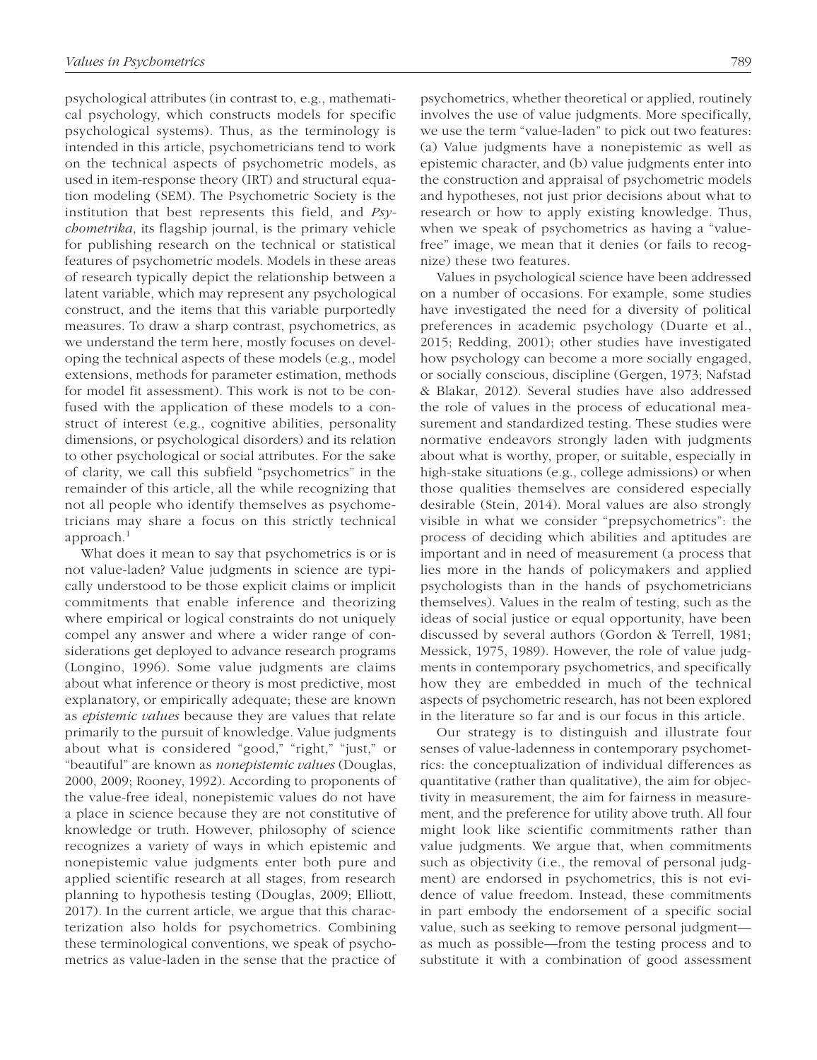psychological attributes (in contrast to, e.g., mathematical psychology, which constructs models for specific psychological systems). Thus, as the terminology is intended in this article, psychometricians tend to work on the technical aspects of psychometric models, as used in item-response theory (IRT) and structural equation modeling (SEM). The Psychometric Society is the institution that best represents this field, and *Psychometrika*, its flagship journal, is the primary vehicle for publishing research on the technical or statistical features of psychometric models. Models in these areas of research typically depict the relationship between a latent variable, which may represent any psychological construct, and the items that this variable purportedly measures. To draw a sharp contrast, psychometrics, as we understand the term here, mostly focuses on developing the technical aspects of these models (e.g., model extensions, methods for parameter estimation, methods for model fit assessment). This work is not to be confused with the application of these models to a construct of interest (e.g., cognitive abilities, personality dimensions, or psychological disorders) and its relation to other psychological or social attributes. For the sake of clarity, we call this subfield "psychometrics" in the remainder of this article, all the while recognizing that not all people who identify themselves as psychometricians may share a focus on this strictly technical approach.[1]

What does it mean to say that psychometrics is or is not value-laden? Value judgments in science are typically understood to be those explicit claims or implicit commitments that enable inference and theorizing where empirical or logical constraints do not uniquely compel any answer and where a wider range of considerations get deployed to advance research programs (Longino, 1996). Some value judgments are claims about what inference or theory is most predictive, most explanatory, or empirically adequate; these are known as *epistemic values* because they are values that relate primarily to the pursuit of knowledge. Value judgments about what is considered "good," "right," "just," or "beautiful" are known as *nonepistemic values* (Douglas, 2000, 2009; Rooney, 1992). According to proponents of the value-free ideal, nonepistemic values do not have a place in science because they are not constitutive of knowledge or truth. However, philosophy of science recognizes a variety of ways in which epistemic and nonepistemic value judgments enter both pure and applied scientific research at all stages, from research planning to hypothesis testing (Douglas, 2009; Elliott, 2017). In the current article, we argue that this characterization also holds for psychometrics. Combining these terminological conventions, we speak of psychometrics as value-laden in the sense that the practice of psychometrics, whether theoretical or applied, routinely involves the use of value judgments. More specifically, we use the term "value-laden" to pick out two features: (a) Value judgments have a nonepistemic as well as epistemic character, and (b) value judgments enter into the construction and appraisal of psychometric models and hypotheses, not just prior decisions about what to research or how to apply existing knowledge. Thus, when we speak of psychometrics as having a "value-free" image, we mean that it denies (or fails to recognize) these two features.

Values in psychological science have been addressed on a number of occasions. For example, some studies have investigated the need for a diversity of political preferences in academic psychology (Duarte et al., 2015; Redding, 2001); other studies have investigated how psychology can become a more socially engaged, or socially conscious, discipline (Gergen, 1973; Nafstad & Blakar, 2012). Several studies have also addressed the role of values in the process of educational measurement and standardized testing. These studies were normative endeavors strongly laden with judgments about what is worthy, proper, or suitable, especially in high-stake situations (e.g., college admissions) or when those qualities themselves are considered especially desirable (Stein, 2014). Moral values are also strongly visible in what we consider "prepsychometrics": the process of deciding which abilities and aptitudes are important and in need of measurement (a process that lies more in the hands of policymakers and applied psychologists than in the hands of psychometricians themselves). Values in the realm of testing, such as the ideas of social justice or equal opportunity, have been discussed by several authors (Gordon & Terrell, 1981; Messick, 1975, 1989). However, the role of value judgments in contemporary psychometrics, and specifically how they are embedded in much of the technical aspects of psychometric research, has not been explored in the literature so far and is our focus in this article.

Our strategy is to distinguish and illustrate four senses of value-ladenness in contemporary psychometrics: the conceptualization of individual differences as quantitative (rather than qualitative), the aim for objectivity in measurement, the aim for fairness in measurement, and the preference for utility above truth. All four might look like scientific commitments rather than value judgments. We argue that, when commitments such as objectivity (i.e., the removal of personal judgment) are endorsed in psychometrics, this is not evidence of value freedom. Instead, these commitments in part embody the endorsement of a specific social value, such as seeking to remove personal judgment—as much as possible—from the testing process and to substitute it with a combination of good assessment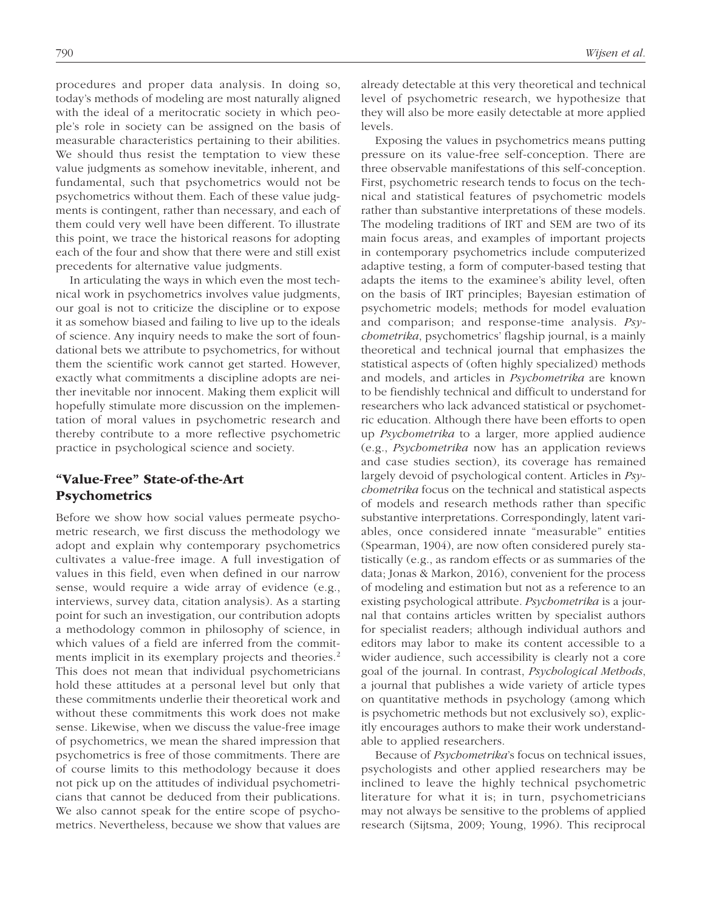procedures and proper data analysis. In doing so, today's methods of modeling are most naturally aligned with the ideal of a meritocratic society in which people's role in society can be assigned on the basis of measurable characteristics pertaining to their abilities. We should thus resist the temptation to view these value judgments as somehow inevitable, inherent, and fundamental, such that psychometrics would not be psychometrics without them. Each of these value judgments is contingent, rather than necessary, and each of them could very well have been different. To illustrate this point, we trace the historical reasons for adopting each of the four and show that there were and still exist precedents for alternative value judgments.

In articulating the ways in which even the most technical work in psychometrics involves value judgments, our goal is not to criticize the discipline or to expose it as somehow biased and failing to live up to the ideals of science. Any inquiry needs to make the sort of foundational bets we attribute to psychometrics, for without them the scientific work cannot get started. However, exactly what commitments a discipline adopts are neither inevitable nor innocent. Making them explicit will hopefully stimulate more discussion on the implementation of moral values in psychometric research and thereby contribute to a more reflective psychometric practice in psychological science and society.

## "Value-Free" State-of-the-Art Psychometrics

Before we show how social values permeate psychometric research, we first discuss the methodology we adopt and explain why contemporary psychometrics cultivates a value-free image. A full investigation of values in this field, even when defined in our narrow sense, would require a wide array of evidence (e.g., interviews, survey data, citation analysis). As a starting point for such an investigation, our contribution adopts a methodology common in philosophy of science, in which values of a field are inferred from the commitments implicit in its exemplary projects and theories.[2] This does not mean that individual psychometricians hold these attitudes at a personal level but only that these commitments underlie their theoretical work and without these commitments this work does not make sense. Likewise, when we discuss the value-free image of psychometrics, we mean the shared impression that psychometrics is free of those commitments. There are of course limits to this methodology because it does not pick up on the attitudes of individual psychometricians that cannot be deduced from their publications. We also cannot speak for the entire scope of psychometrics. Nevertheless, because we show that values are already detectable at this very theoretical and technical level of psychometric research, we hypothesize that they will also be more easily detectable at more applied levels.

Exposing the values in psychometrics means putting pressure on its value-free self-conception. There are three observable manifestations of this self-conception. First, psychometric research tends to focus on the technical and statistical features of psychometric models rather than substantive interpretations of these models. The modeling traditions of IRT and SEM are two of its main focus areas, and examples of important projects in contemporary psychometrics include computerized adaptive testing, a form of computer-based testing that adapts the items to the examinee's ability level, often on the basis of IRT principles; Bayesian estimation of psychometric models; methods for model evaluation and comparison; and response-time analysis. *Psychometrika*, psychometrics' flagship journal, is a mainly theoretical and technical journal that emphasizes the statistical aspects of (often highly specialized) methods and models, and articles in *Psychometrika* are known to be fiendishly technical and difficult to understand for researchers who lack advanced statistical or psychometric education. Although there have been efforts to open up *Psychometrika* to a larger, more applied audience (e.g., *Psychometrika* now has an application reviews and case studies section), its coverage has remained largely devoid of psychological content. Articles in *Psychometrika* focus on the technical and statistical aspects of models and research methods rather than specific substantive interpretations. Correspondingly, latent variables, once considered innate "measurable" entities (Spearman, 1904), are now often considered purely statistically (e.g., as random effects or as summaries of the data; Jonas & Markon, 2016), convenient for the process of modeling and estimation but not as a reference to an existing psychological attribute. *Psychometrika* is a journal that contains articles written by specialist authors for specialist readers; although individual authors and editors may labor to make its content accessible to a wider audience, such accessibility is clearly not a core goal of the journal. In contrast, *Psychological Methods*, a journal that publishes a wide variety of article types on quantitative methods in psychology (among which is psychometric methods but not exclusively so), explicitly encourages authors to make their work understandable to applied researchers.

Because of *Psychometrika*'s focus on technical issues, psychologists and other applied researchers may be inclined to leave the highly technical psychometric literature for what it is; in turn, psychometricians may not always be sensitive to the problems of applied research (Sijtsma, 2009; Young, 1996). This reciprocal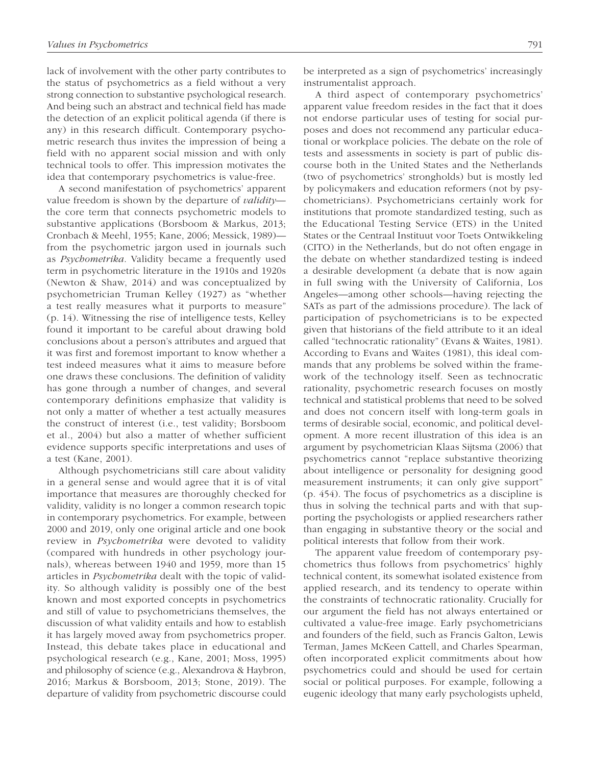lack of involvement with the other party contributes to the status of psychometrics as a field without a very strong connection to substantive psychological research. And being such an abstract and technical field has made the detection of an explicit political agenda (if there is any) in this research difficult. Contemporary psychometric research thus invites the impression of being a field with no apparent social mission and with only technical tools to offer. This impression motivates the idea that contemporary psychometrics is value-free.

A second manifestation of psychometrics' apparent value freedom is shown by the departure of *validity*—the core term that connects psychometric models to substantive applications (Borsboom & Markus, 2013; Cronbach & Meehl, 1955; Kane, 2006; Messick, 1989)—from the psychometric jargon used in journals such as *Psychometrika*. Validity became a frequently used term in psychometric literature in the 1910s and 1920s (Newton & Shaw, 2014) and was conceptualized by psychometrician Truman Kelley (1927) as "whether a test really measures what it purports to measure" (p. 14). Witnessing the rise of intelligence tests, Kelley found it important to be careful about drawing bold conclusions about a person's attributes and argued that it was first and foremost important to know whether a test indeed measures what it aims to measure before one draws these conclusions. The definition of validity has gone through a number of changes, and several contemporary definitions emphasize that validity is not only a matter of whether a test actually measures the construct of interest (i.e., test validity; Borsboom et al., 2004) but also a matter of whether sufficient evidence supports specific interpretations and uses of a test (Kane, 2001).

Although psychometricians still care about validity in a general sense and would agree that it is of vital importance that measures are thoroughly checked for validity, validity is no longer a common research topic in contemporary psychometrics. For example, between 2000 and 2019, only one original article and one book review in *Psychometrika* were devoted to validity (compared with hundreds in other psychology journals), whereas between 1940 and 1959, more than 15 articles in *Psychometrika* dealt with the topic of validity. So although validity is possibly one of the best known and most exported concepts in psychometrics and still of value to psychometricians themselves, the discussion of what validity entails and how to establish it has largely moved away from psychometrics proper. Instead, this debate takes place in educational and psychological research (e.g., Kane, 2001; Moss, 1995) and philosophy of science (e.g., Alexandrova & Haybron, 2016; Markus & Borsboom, 2013; Stone, 2019). The departure of validity from psychometric discourse could be interpreted as a sign of psychometrics' increasingly instrumentalist approach.

A third aspect of contemporary psychometrics' apparent value freedom resides in the fact that it does not endorse particular uses of testing for social purposes and does not recommend any particular educational or workplace policies. The debate on the role of tests and assessments in society is part of public discourse both in the United States and the Netherlands (two of psychometrics' strongholds) but is mostly led by policymakers and education reformers (not by psychometricians). Psychometricians certainly work for institutions that promote standardized testing, such as the Educational Testing Service (ETS) in the United States or the Centraal Instituut voor Toets Ontwikkeling (CITO) in the Netherlands, but do not often engage in the debate on whether standardized testing is indeed a desirable development (a debate that is now again in full swing with the University of California, Los Angeles—among other schools—having rejecting the SATs as part of the admissions procedure). The lack of participation of psychometricians is to be expected given that historians of the field attribute to it an ideal called "technocratic rationality" (Evans & Waites, 1981). According to Evans and Waites (1981), this ideal commands that any problems be solved within the framework of the technology itself. Seen as technocratic rationality, psychometric research focuses on mostly technical and statistical problems that need to be solved and does not concern itself with long-term goals in terms of desirable social, economic, and political development. A more recent illustration of this idea is an argument by psychometrician Klaas Sijtsma (2006) that psychometrics cannot "replace substantive theorizing about intelligence or personality for designing good measurement instruments; it can only give support" (p. 454). The focus of psychometrics as a discipline is thus in solving the technical parts and with that supporting the psychologists or applied researchers rather than engaging in substantive theory or the social and political interests that follow from their work.

The apparent value freedom of contemporary psychometrics thus follows from psychometrics' highly technical content, its somewhat isolated existence from applied research, and its tendency to operate within the constraints of technocratic rationality. Crucially for our argument the field has not always entertained or cultivated a value-free image. Early psychometricians and founders of the field, such as Francis Galton, Lewis Terman, James McKeen Cattell, and Charles Spearman, often incorporated explicit commitments about how psychometrics could and should be used for certain social or political purposes. For example, following a eugenic ideology that many early psychologists upheld,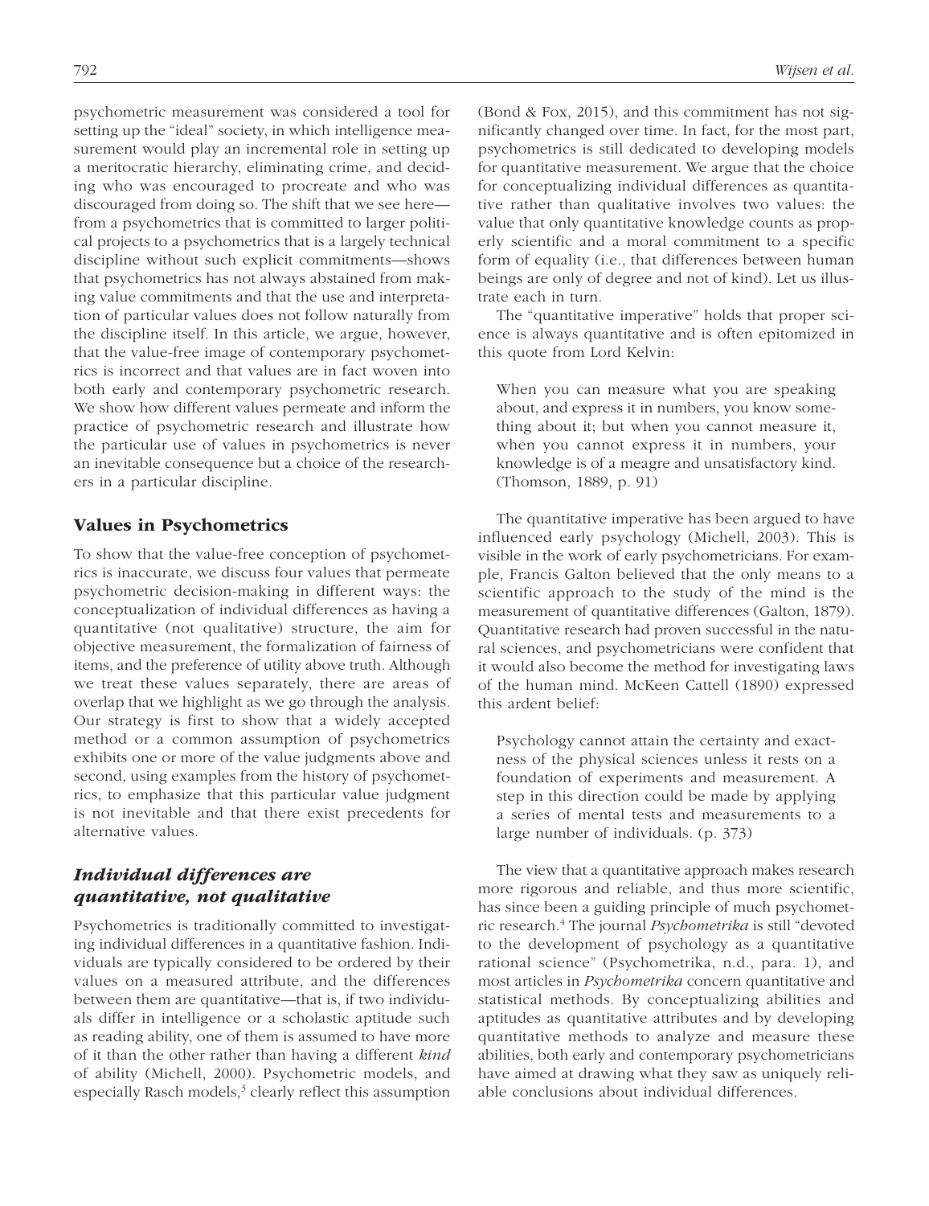psychometric measurement was considered a tool for setting up the "ideal" society, in which intelligence measurement would play an incremental role in setting up a meritocratic hierarchy, eliminating crime, and deciding who was encouraged to procreate and who was discouraged from doing so. The shift that we see here—from a psychometrics that is committed to larger political projects to a psychometrics that is a largely technical discipline without such explicit commitments—shows that psychometrics has not always abstained from making value commitments and that the use and interpretation of particular values does not follow naturally from the discipline itself. In this article, we argue, however, that the value-free image of contemporary psychometrics is incorrect and that values are in fact woven into both early and contemporary psychometric research. We show how different values permeate and inform the practice of psychometric research and illustrate how the particular use of values in psychometrics is never an inevitable consequence but a choice of the researchers in a particular discipline.

## Values in Psychometrics

To show that the value-free conception of psychometrics is inaccurate, we discuss four values that permeate psychometric decision-making in different ways: the conceptualization of individual differences as having a quantitative (not qualitative) structure, the aim for objective measurement, the formalization of fairness of items, and the preference of utility above truth. Although we treat these values separately, there are areas of overlap that we highlight as we go through the analysis. Our strategy is first to show that a widely accepted method or a common assumption of psychometrics exhibits one or more of the value judgments above and second, using examples from the history of psychometrics, to emphasize that this particular value judgment is not inevitable and that there exist precedents for alternative values.

### *Individual differences are quantitative, not qualitative*

Psychometrics is traditionally committed to investigating individual differences in a quantitative fashion. Individuals are typically considered to be ordered by their values on a measured attribute, and the differences between them are quantitative—that is, if two individuals differ in intelligence or a scholastic aptitude such as reading ability, one of them is assumed to have more of it than the other rather than having a different *kind* of ability (Michell, 2000). Psychometric models, and especially Rasch models,[3] clearly reflect this assumption (Bond & Fox, 2015), and this commitment has not significantly changed over time. In fact, for the most part, psychometrics is still dedicated to developing models for quantitative measurement. We argue that the choice for conceptualizing individual differences as quantitative rather than qualitative involves two values: the value that only quantitative knowledge counts as properly scientific and a moral commitment to a specific form of equality (i.e., that differences between human beings are only of degree and not of kind). Let us illustrate each in turn.

The "quantitative imperative" holds that proper science is always quantitative and is often epitomized in this quote from Lord Kelvin:

> When you can measure what you are speaking about, and express it in numbers, you know something about it; but when you cannot measure it, when you cannot express it in numbers, your knowledge is of a meagre and unsatisfactory kind. (Thomson, 1889, p. 91)

The quantitative imperative has been argued to have influenced early psychology (Michell, 2003). This is visible in the work of early psychometricians. For example, Francis Galton believed that the only means to a scientific approach to the study of the mind is the measurement of quantitative differences (Galton, 1879). Quantitative research had proven successful in the natural sciences, and psychometricians were confident that it would also become the method for investigating laws of the human mind. McKeen Cattell (1890) expressed this ardent belief:

> Psychology cannot attain the certainty and exactness of the physical sciences unless it rests on a foundation of experiments and measurement. A step in this direction could be made by applying a series of mental tests and measurements to a large number of individuals. (p. 373)

The view that a quantitative approach makes research more rigorous and reliable, and thus more scientific, has since been a guiding principle of much psychometric research.[4] The journal *Psychometrika* is still "devoted to the development of psychology as a quantitative rational science" (Psychometrika, n.d., para. 1), and most articles in *Psychometrika* concern quantitative and statistical methods. By conceptualizing abilities and aptitudes as quantitative attributes and by developing quantitative methods to analyze and measure these abilities, both early and contemporary psychometricians have aimed at drawing what they saw as uniquely reliable conclusions about individual differences.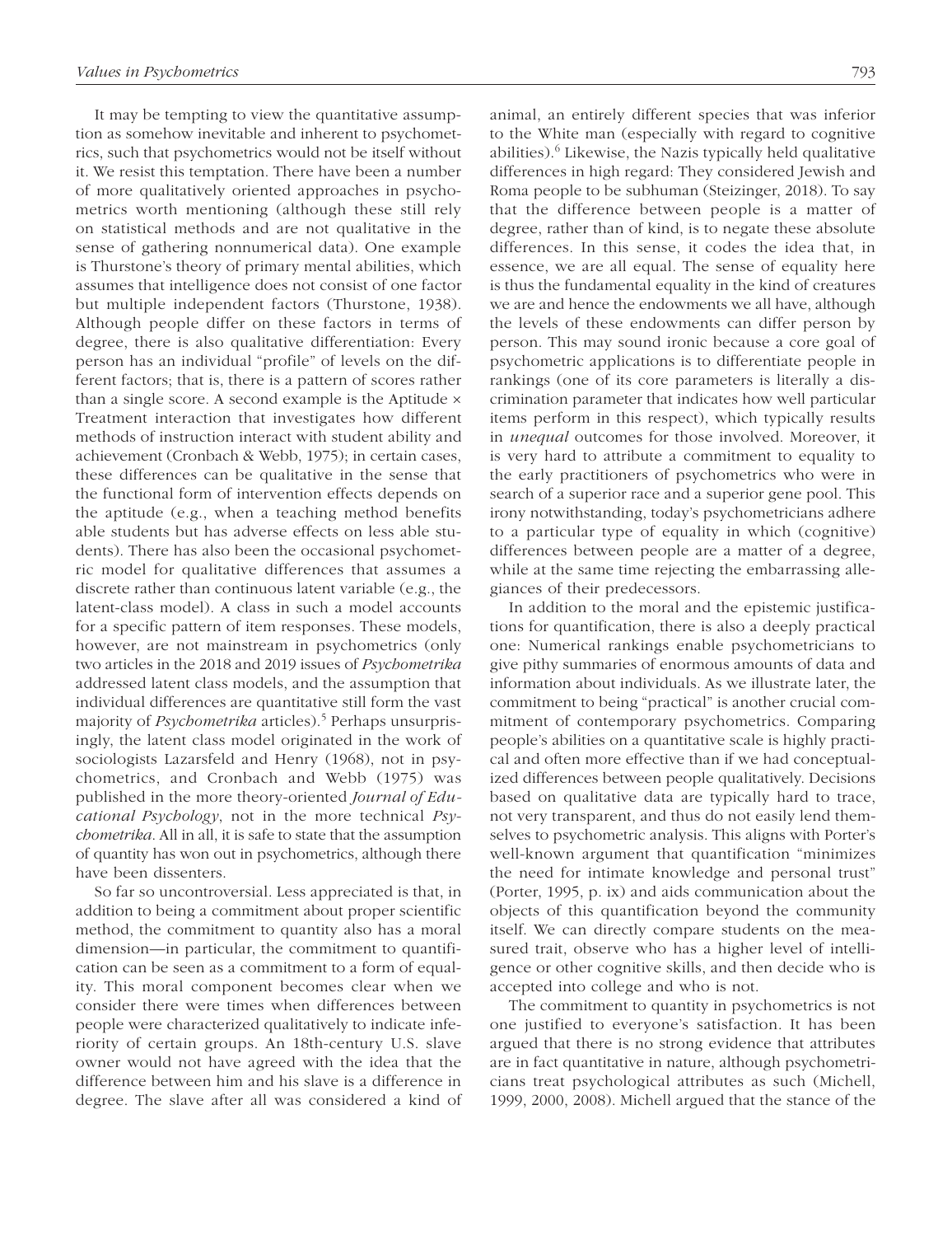It may be tempting to view the quantitative assumption as somehow inevitable and inherent to psychometrics, such that psychometrics would not be itself without it. We resist this temptation. There have been a number of more qualitatively oriented approaches in psychometrics worth mentioning (although these still rely on statistical methods and are not qualitative in the sense of gathering nonnumerical data). One example is Thurstone's theory of primary mental abilities, which assumes that intelligence does not consist of one factor but multiple independent factors (Thurstone, 1938). Although people differ on these factors in terms of degree, there is also qualitative differentiation: Every person has an individual "profile" of levels on the different factors; that is, there is a pattern of scores rather than a single score. A second example is the Aptitude × Treatment interaction that investigates how different methods of instruction interact with student ability and achievement (Cronbach & Webb, 1975); in certain cases, these differences can be qualitative in the sense that the functional form of intervention effects depends on the aptitude (e.g., when a teaching method benefits able students but has adverse effects on less able students). There has also been the occasional psychometric model for qualitative differences that assumes a discrete rather than continuous latent variable (e.g., the latent-class model). A class in such a model accounts for a specific pattern of item responses. These models, however, are not mainstream in psychometrics (only two articles in the 2018 and 2019 issues of *Psychometrika* addressed latent class models, and the assumption that individual differences are quantitative still form the vast majority of *Psychometrika* articles).[5] Perhaps unsurprisingly, the latent class model originated in the work of sociologists Lazarsfeld and Henry (1968), not in psychometrics, and Cronbach and Webb (1975) was published in the more theory-oriented *Journal of Educational Psychology*, not in the more technical *Psychometrika*. All in all, it is safe to state that the assumption of quantity has won out in psychometrics, although there have been dissenters.

So far so uncontroversial. Less appreciated is that, in addition to being a commitment about proper scientific method, the commitment to quantity also has a moral dimension—in particular, the commitment to quantification can be seen as a commitment to a form of equality. This moral component becomes clear when we consider there were times when differences between people were characterized qualitatively to indicate inferiority of certain groups. An 18th-century U.S. slave owner would not have agreed with the idea that the difference between him and his slave is a difference in degree. The slave after all was considered a kind of animal, an entirely different species that was inferior to the White man (especially with regard to cognitive abilities).[6] Likewise, the Nazis typically held qualitative differences in high regard: They considered Jewish and Roma people to be subhuman (Steizinger, 2018). To say that the difference between people is a matter of degree, rather than of kind, is to negate these absolute differences. In this sense, it codes the idea that, in essence, we are all equal. The sense of equality here is thus the fundamental equality in the kind of creatures we are and hence the endowments we all have, although the levels of these endowments can differ person by person. This may sound ironic because a core goal of psychometric applications is to differentiate people in rankings (one of its core parameters is literally a discrimination parameter that indicates how well particular items perform in this respect), which typically results in *unequal* outcomes for those involved. Moreover, it is very hard to attribute a commitment to equality to the early practitioners of psychometrics who were in search of a superior race and a superior gene pool. This irony notwithstanding, today's psychometricians adhere to a particular type of equality in which (cognitive) differences between people are a matter of a degree, while at the same time rejecting the embarrassing allegiances of their predecessors.

In addition to the moral and the epistemic justifications for quantification, there is also a deeply practical one: Numerical rankings enable psychometricians to give pithy summaries of enormous amounts of data and information about individuals. As we illustrate later, the commitment to being "practical" is another crucial commitment of contemporary psychometrics. Comparing people's abilities on a quantitative scale is highly practical and often more effective than if we had conceptualized differences between people qualitatively. Decisions based on qualitative data are typically hard to trace, not very transparent, and thus do not easily lend themselves to psychometric analysis. This aligns with Porter's well-known argument that quantification "minimizes the need for intimate knowledge and personal trust" (Porter, 1995, p. ix) and aids communication about the objects of this quantification beyond the community itself. We can directly compare students on the measured trait, observe who has a higher level of intelligence or other cognitive skills, and then decide who is accepted into college and who is not.

The commitment to quantity in psychometrics is not one justified to everyone's satisfaction. It has been argued that there is no strong evidence that attributes are in fact quantitative in nature, although psychometricians treat psychological attributes as such (Michell, 1999, 2000, 2008). Michell argued that the stance of the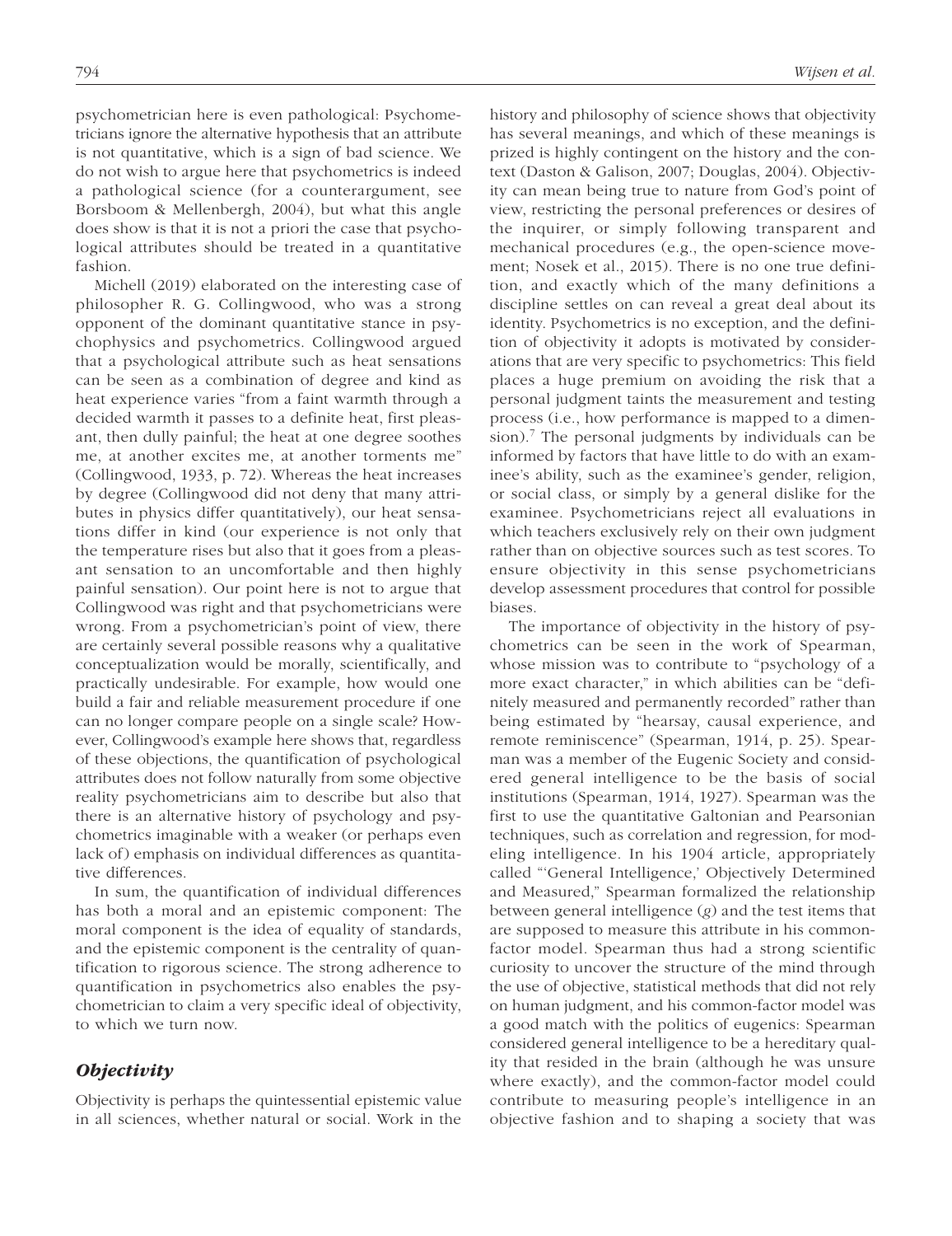psychometrician here is even pathological: Psychometricians ignore the alternative hypothesis that an attribute is not quantitative, which is a sign of bad science. We do not wish to argue here that psychometrics is indeed a pathological science (for a counterargument, see Borsboom & Mellenbergh, 2004), but what this angle does show is that it is not a priori the case that psychological attributes should be treated in a quantitative fashion.

Michell (2019) elaborated on the interesting case of philosopher R. G. Collingwood, who was a strong opponent of the dominant quantitative stance in psychophysics and psychometrics. Collingwood argued that a psychological attribute such as heat sensations can be seen as a combination of degree and kind as heat experience varies "from a faint warmth through a decided warmth it passes to a definite heat, first pleasant, then dully painful; the heat at one degree soothes me, at another excites me, at another torments me" (Collingwood, 1933, p. 72). Whereas the heat increases by degree (Collingwood did not deny that many attributes in physics differ quantitatively), our heat sensations differ in kind (our experience is not only that the temperature rises but also that it goes from a pleasant sensation to an uncomfortable and then highly painful sensation). Our point here is not to argue that Collingwood was right and that psychometricians were wrong. From a psychometrician's point of view, there are certainly several possible reasons why a qualitative conceptualization would be morally, scientifically, and practically undesirable. For example, how would one build a fair and reliable measurement procedure if one can no longer compare people on a single scale? However, Collingwood's example here shows that, regardless of these objections, the quantification of psychological attributes does not follow naturally from some objective reality psychometricians aim to describe but also that there is an alternative history of psychology and psychometrics imaginable with a weaker (or perhaps even lack of) emphasis on individual differences as quantitative differences.

In sum, the quantification of individual differences has both a moral and an epistemic component: The moral component is the idea of equality of standards, and the epistemic component is the centrality of quantification to rigorous science. The strong adherence to quantification in psychometrics also enables the psychometrician to claim a very specific ideal of objectivity, to which we turn now.

### *Objectivity*

Objectivity is perhaps the quintessential epistemic value in all sciences, whether natural or social. Work in the history and philosophy of science shows that objectivity has several meanings, and which of these meanings is prized is highly contingent on the history and the context (Daston & Galison, 2007; Douglas, 2004). Objectivity can mean being true to nature from God's point of view, restricting the personal preferences or desires of the inquirer, or simply following transparent and mechanical procedures (e.g., the open-science movement; Nosek et al., 2015). There is no one true definition, and exactly which of the many definitions a discipline settles on can reveal a great deal about its identity. Psychometrics is no exception, and the definition of objectivity it adopts is motivated by considerations that are very specific to psychometrics: This field places a huge premium on avoiding the risk that a personal judgment taints the measurement and testing process (i.e., how performance is mapped to a dimension).[7] The personal judgments by individuals can be informed by factors that have little to do with an examinee's ability, such as the examinee's gender, religion, or social class, or simply by a general dislike for the examinee. Psychometricians reject all evaluations in which teachers exclusively rely on their own judgment rather than on objective sources such as test scores. To ensure objectivity in this sense psychometricians develop assessment procedures that control for possible biases.

The importance of objectivity in the history of psychometrics can be seen in the work of Spearman, whose mission was to contribute to "psychology of a more exact character," in which abilities can be "definitely measured and permanently recorded" rather than being estimated by "hearsay, causal experience, and remote reminiscence" (Spearman, 1914, p. 25). Spearman was a member of the Eugenic Society and considered general intelligence to be the basis of social institutions (Spearman, 1914, 1927). Spearman was the first to use the quantitative Galtonian and Pearsonian techniques, such as correlation and regression, for modeling intelligence. In his 1904 article, appropriately called "'General Intelligence,' Objectively Determined and Measured," Spearman formalized the relationship between general intelligence (*g*) and the test items that are supposed to measure this attribute in his common-factor model. Spearman thus had a strong scientific curiosity to uncover the structure of the mind through the use of objective, statistical methods that did not rely on human judgment, and his common-factor model was a good match with the politics of eugenics: Spearman considered general intelligence to be a hereditary quality that resided in the brain (although he was unsure where exactly), and the common-factor model could contribute to measuring people's intelligence in an objective fashion and to shaping a society that was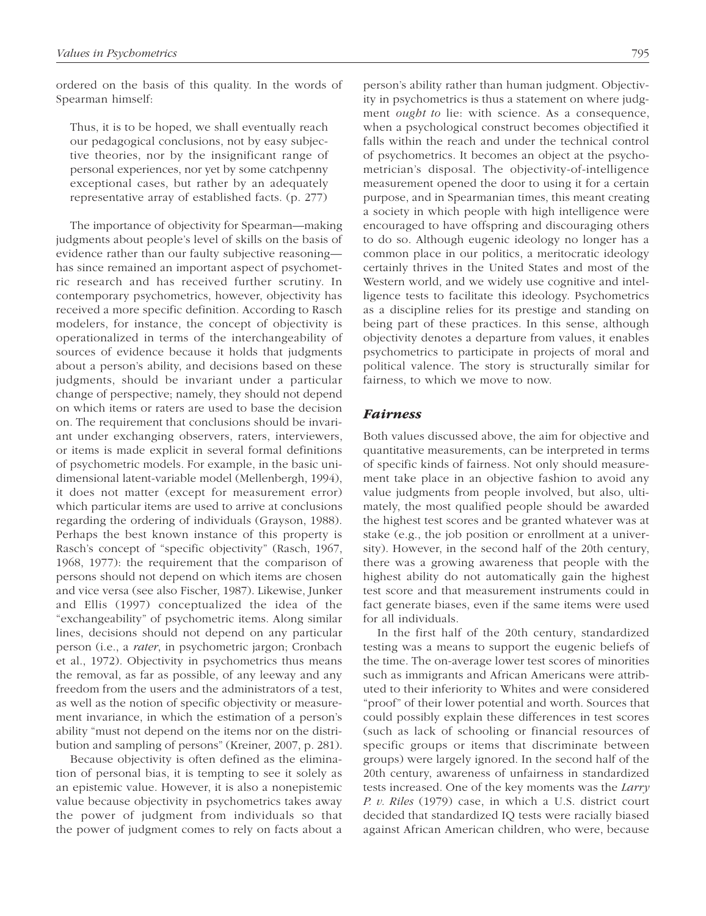ordered on the basis of this quality. In the words of Spearman himself:

> Thus, it is to be hoped, we shall eventually reach our pedagogical conclusions, not by easy subjective theories, nor by the insignificant range of personal experiences, nor yet by some catchpenny exceptional cases, but rather by an adequately representative array of established facts. (p. 277)

The importance of objectivity for Spearman—making judgments about people's level of skills on the basis of evidence rather than our faulty subjective reasoning—has since remained an important aspect of psychometric research and has received further scrutiny. In contemporary psychometrics, however, objectivity has received a more specific definition. According to Rasch modelers, for instance, the concept of objectivity is operationalized in terms of the interchangeability of sources of evidence because it holds that judgments about a person's ability, and decisions based on these judgments, should be invariant under a particular change of perspective; namely, they should not depend on which items or raters are used to base the decision on. The requirement that conclusions should be invariant under exchanging observers, raters, interviewers, or items is made explicit in several formal definitions of psychometric models. For example, in the basic unidimensional latent-variable model (Mellenbergh, 1994), it does not matter (except for measurement error) which particular items are used to arrive at conclusions regarding the ordering of individuals (Grayson, 1988). Perhaps the best known instance of this property is Rasch's concept of "specific objectivity" (Rasch, 1967, 1968, 1977): the requirement that the comparison of persons should not depend on which items are chosen and vice versa (see also Fischer, 1987). Likewise, Junker and Ellis (1997) conceptualized the idea of the "exchangeability" of psychometric items. Along similar lines, decisions should not depend on any particular person (i.e., a *rater*, in psychometric jargon; Cronbach et al., 1972). Objectivity in psychometrics thus means the removal, as far as possible, of any leeway and any freedom from the users and the administrators of a test, as well as the notion of specific objectivity or measurement invariance, in which the estimation of a person's ability "must not depend on the items nor on the distribution and sampling of persons" (Kreiner, 2007, p. 281).

Because objectivity is often defined as the elimination of personal bias, it is tempting to see it solely as an epistemic value. However, it is also a nonepistemic value because objectivity in psychometrics takes away the power of judgment from individuals so that the power of judgment comes to rely on facts about a person's ability rather than human judgment. Objectivity in psychometrics is thus a statement on where judgment *ought to* lie: with science. As a consequence, when a psychological construct becomes objectified it falls within the reach and under the technical control of psychometrics. It becomes an object at the psychometrician's disposal. The objectivity-of-intelligence measurement opened the door to using it for a certain purpose, and in Spearmanian times, this meant creating a society in which people with high intelligence were encouraged to have offspring and discouraging others to do so. Although eugenic ideology no longer has a common place in our politics, a meritocratic ideology certainly thrives in the United States and most of the Western world, and we widely use cognitive and intelligence tests to facilitate this ideology. Psychometrics as a discipline relies for its prestige and standing on being part of these practices. In this sense, although objectivity denotes a departure from values, it enables psychometrics to participate in projects of moral and political valence. The story is structurally similar for fairness, to which we move to now.

## *Fairness*

Both values discussed above, the aim for objective and quantitative measurements, can be interpreted in terms of specific kinds of fairness. Not only should measurement take place in an objective fashion to avoid any value judgments from people involved, but also, ultimately, the most qualified people should be awarded the highest test scores and be granted whatever was at stake (e.g., the job position or enrollment at a university). However, in the second half of the 20th century, there was a growing awareness that people with the highest ability do not automatically gain the highest test score and that measurement instruments could in fact generate biases, even if the same items were used for all individuals.

In the first half of the 20th century, standardized testing was a means to support the eugenic beliefs of the time. The on-average lower test scores of minorities such as immigrants and African Americans were attributed to their inferiority to Whites and were considered "proof" of their lower potential and worth. Sources that could possibly explain these differences in test scores (such as lack of schooling or financial resources of specific groups or items that discriminate between groups) were largely ignored. In the second half of the 20th century, awareness of unfairness in standardized tests increased. One of the key moments was the *Larry P. v. Riles* (1979) case, in which a U.S. district court decided that standardized IQ tests were racially biased against African American children, who were, because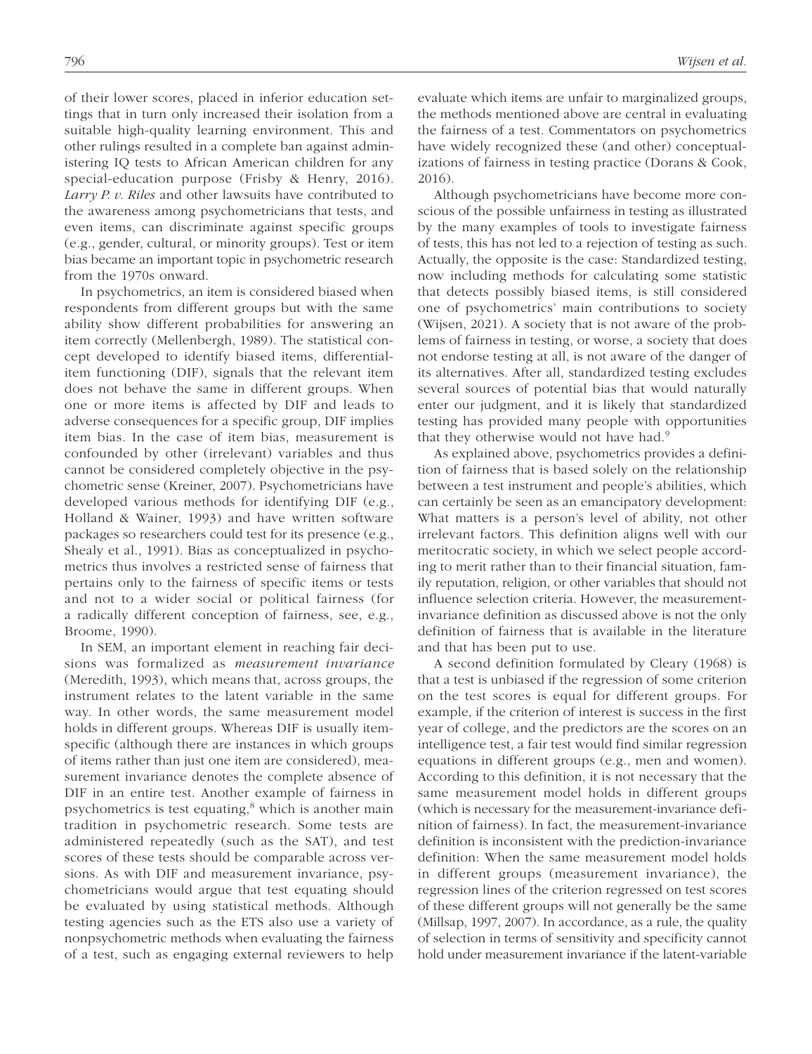of their lower scores, placed in inferior education settings that in turn only increased their isolation from a suitable high-quality learning environment. This and other rulings resulted in a complete ban against administering IQ tests to African American children for any special-education purpose (Frisby & Henry, 2016). *Larry P. v. Riles* and other lawsuits have contributed to the awareness among psychometricians that tests, and even items, can discriminate against specific groups (e.g., gender, cultural, or minority groups). Test or item bias became an important topic in psychometric research from the 1970s onward.

In psychometrics, an item is considered biased when respondents from different groups but with the same ability show different probabilities for answering an item correctly (Mellenbergh, 1989). The statistical concept developed to identify biased items, differential-item functioning (DIF), signals that the relevant item does not behave the same in different groups. When one or more items is affected by DIF and leads to adverse consequences for a specific group, DIF implies item bias. In the case of item bias, measurement is confounded by other (irrelevant) variables and thus cannot be considered completely objective in the psychometric sense (Kreiner, 2007). Psychometricians have developed various methods for identifying DIF (e.g., Holland & Wainer, 1993) and have written software packages so researchers could test for its presence (e.g., Shealy et al., 1991). Bias as conceptualized in psychometrics thus involves a restricted sense of fairness that pertains only to the fairness of specific items or tests and not to a wider social or political fairness (for a radically different conception of fairness, see, e.g., Broome, 1990).

In SEM, an important element in reaching fair decisions was formalized as *measurement invariance* (Meredith, 1993), which means that, across groups, the instrument relates to the latent variable in the same way. In other words, the same measurement model holds in different groups. Whereas DIF is usually item-specific (although there are instances in which groups of items rather than just one item are considered), measurement invariance denotes the complete absence of DIF in an entire test. Another example of fairness in psychometrics is test equating,[8] which is another main tradition in psychometric research. Some tests are administered repeatedly (such as the SAT), and test scores of these tests should be comparable across versions. As with DIF and measurement invariance, psychometricians would argue that test equating should be evaluated by using statistical methods. Although testing agencies such as the ETS also use a variety of nonpsychometric methods when evaluating the fairness of a test, such as engaging external reviewers to help evaluate which items are unfair to marginalized groups, the methods mentioned above are central in evaluating the fairness of a test. Commentators on psychometrics have widely recognized these (and other) conceptualizations of fairness in testing practice (Dorans & Cook, 2016).

Although psychometricians have become more conscious of the possible unfairness in testing as illustrated by the many examples of tools to investigate fairness of tests, this has not led to a rejection of testing as such. Actually, the opposite is the case: Standardized testing, now including methods for calculating some statistic that detects possibly biased items, is still considered one of psychometrics' main contributions to society (Wijsen, 2021). A society that is not aware of the problems of fairness in testing, or worse, a society that does not endorse testing at all, is not aware of the danger of its alternatives. After all, standardized testing excludes several sources of potential bias that would naturally enter our judgment, and it is likely that standardized testing has provided many people with opportunities that they otherwise would not have had.[9]

As explained above, psychometrics provides a definition of fairness that is based solely on the relationship between a test instrument and people's abilities, which can certainly be seen as an emancipatory development: What matters is a person's level of ability, not other irrelevant factors. This definition aligns well with our meritocratic society, in which we select people according to merit rather than to their financial situation, family reputation, religion, or other variables that should not influence selection criteria. However, the measurement-invariance definition as discussed above is not the only definition of fairness that is available in the literature and that has been put to use.

A second definition formulated by Cleary (1968) is that a test is unbiased if the regression of some criterion on the test scores is equal for different groups. For example, if the criterion of interest is success in the first year of college, and the predictors are the scores on an intelligence test, a fair test would find similar regression equations in different groups (e.g., men and women). According to this definition, it is not necessary that the same measurement model holds in different groups (which is necessary for the measurement-invariance definition of fairness). In fact, the measurement-invariance definition is inconsistent with the prediction-invariance definition: When the same measurement model holds in different groups (measurement invariance), the regression lines of the criterion regressed on test scores of these different groups will not generally be the same (Millsap, 1997, 2007). In accordance, as a rule, the quality of selection in terms of sensitivity and specificity cannot hold under measurement invariance if the latent-variable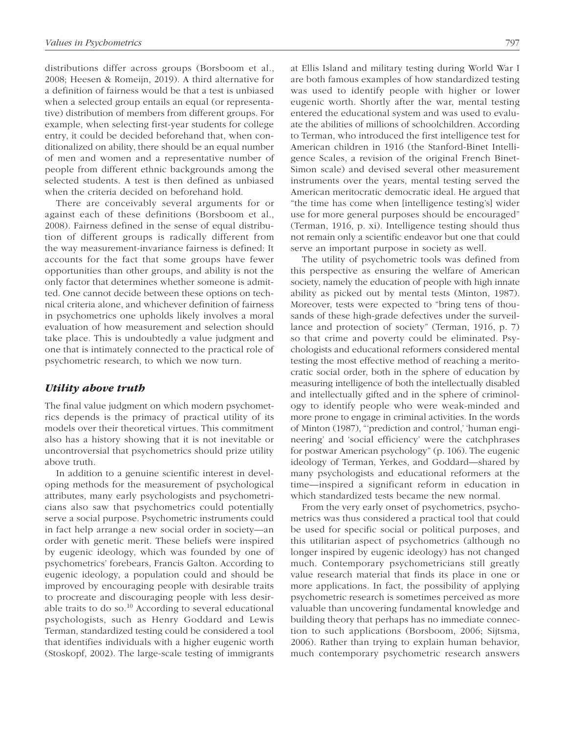distributions differ across groups (Borsboom et al., 2008; Heesen & Romeijn, 2019). A third alternative for a definition of fairness would be that a test is unbiased when a selected group entails an equal (or representative) distribution of members from different groups. For example, when selecting first-year students for college entry, it could be decided beforehand that, when conditionalized on ability, there should be an equal number of men and women and a representative number of people from different ethnic backgrounds among the selected students. A test is then defined as unbiased when the criteria decided on beforehand hold.

There are conceivably several arguments for or against each of these definitions (Borsboom et al., 2008). Fairness defined in the sense of equal distribution of different groups is radically different from the way measurement-invariance fairness is defined: It accounts for the fact that some groups have fewer opportunities than other groups, and ability is not the only factor that determines whether someone is admitted. One cannot decide between these options on technical criteria alone, and whichever definition of fairness in psychometrics one upholds likely involves a moral evaluation of how measurement and selection should take place. This is undoubtedly a value judgment and one that is intimately connected to the practical role of psychometric research, to which we now turn.

### *Utility above truth*

The final value judgment on which modern psychometrics depends is the primacy of practical utility of its models over their theoretical virtues. This commitment also has a history showing that it is not inevitable or uncontroversial that psychometrics should prize utility above truth.

In addition to a genuine scientific interest in developing methods for the measurement of psychological attributes, many early psychologists and psychometricians also saw that psychometrics could potentially serve a social purpose. Psychometric instruments could in fact help arrange a new social order in society—an order with genetic merit. These beliefs were inspired by eugenic ideology, which was founded by one of psychometrics' forebears, Francis Galton. According to eugenic ideology, a population could and should be improved by encouraging people with desirable traits to procreate and discouraging people with less desirable traits to do so.[10] According to several educational psychologists, such as Henry Goddard and Lewis Terman, standardized testing could be considered a tool that identifies individuals with a higher eugenic worth (Stoskopf, 2002). The large-scale testing of immigrants at Ellis Island and military testing during World War I are both famous examples of how standardized testing was used to identify people with higher or lower eugenic worth. Shortly after the war, mental testing entered the educational system and was used to evaluate the abilities of millions of schoolchildren. According to Terman, who introduced the first intelligence test for American children in 1916 (the Stanford-Binet Intelligence Scales, a revision of the original French Binet-Simon scale) and devised several other measurement instruments over the years, mental testing served the American meritocratic democratic ideal. He argued that "the time has come when [intelligence testing's] wider use for more general purposes should be encouraged" (Terman, 1916, p. xi). Intelligence testing should thus not remain only a scientific endeavor but one that could serve an important purpose in society as well.

The utility of psychometric tools was defined from this perspective as ensuring the welfare of American society, namely the education of people with high innate ability as picked out by mental tests (Minton, 1987). Moreover, tests were expected to "bring tens of thousands of these high-grade defectives under the surveillance and protection of society" (Terman, 1916, p. 7) so that crime and poverty could be eliminated. Psychologists and educational reformers considered mental testing the most effective method of reaching a meritocratic social order, both in the sphere of education by measuring intelligence of both the intellectually disabled and intellectually gifted and in the sphere of criminology to identify people who were weak-minded and more prone to engage in criminal activities. In the words of Minton (1987), "'prediction and control,' 'human engineering' and 'social efficiency' were the catchphrases for postwar American psychology" (p. 106). The eugenic ideology of Terman, Yerkes, and Goddard—shared by many psychologists and educational reformers at the time—inspired a significant reform in education in which standardized tests became the new normal.

From the very early onset of psychometrics, psychometrics was thus considered a practical tool that could be used for specific social or political purposes, and this utilitarian aspect of psychometrics (although no longer inspired by eugenic ideology) has not changed much. Contemporary psychometricians still greatly value research material that finds its place in one or more applications. In fact, the possibility of applying psychometric research is sometimes perceived as more valuable than uncovering fundamental knowledge and building theory that perhaps has no immediate connection to such applications (Borsboom, 2006; Sijtsma, 2006). Rather than trying to explain human behavior, much contemporary psychometric research answers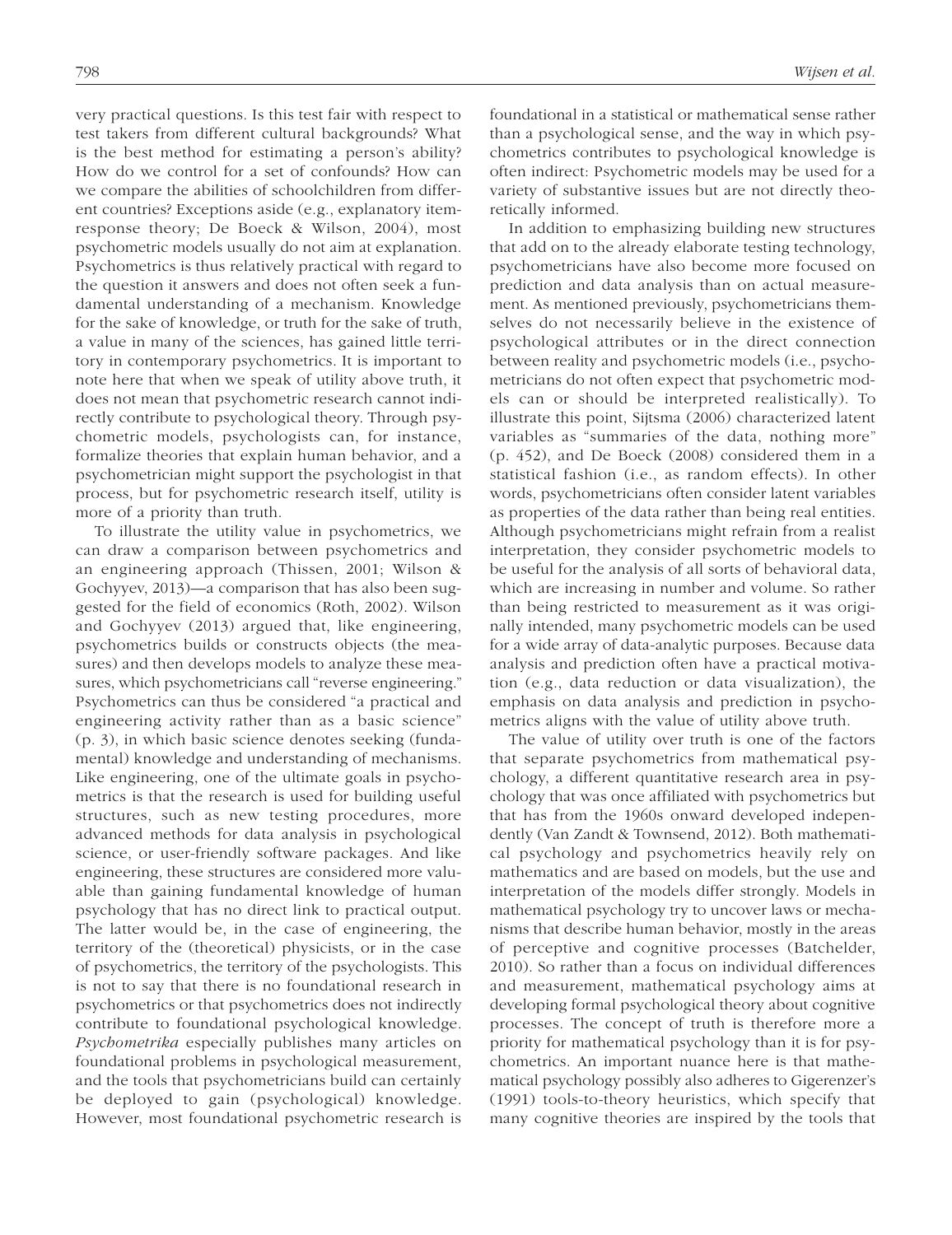very practical questions. Is this test fair with respect to test takers from different cultural backgrounds? What is the best method for estimating a person's ability? How do we control for a set of confounds? How can we compare the abilities of schoolchildren from different countries? Exceptions aside (e.g., explanatory item-response theory; De Boeck & Wilson, 2004), most psychometric models usually do not aim at explanation. Psychometrics is thus relatively practical with regard to the question it answers and does not often seek a fundamental understanding of a mechanism. Knowledge for the sake of knowledge, or truth for the sake of truth, a value in many of the sciences, has gained little territory in contemporary psychometrics. It is important to note here that when we speak of utility above truth, it does not mean that psychometric research cannot indirectly contribute to psychological theory. Through psychometric models, psychologists can, for instance, formalize theories that explain human behavior, and a psychometrician might support the psychologist in that process, but for psychometric research itself, utility is more of a priority than truth.

To illustrate the utility value in psychometrics, we can draw a comparison between psychometrics and an engineering approach (Thissen, 2001; Wilson & Gochyyev, 2013)—a comparison that has also been suggested for the field of economics (Roth, 2002). Wilson and Gochyyev (2013) argued that, like engineering, psychometrics builds or constructs objects (the measures) and then develops models to analyze these measures, which psychometricians call "reverse engineering." Psychometrics can thus be considered "a practical and engineering activity rather than as a basic science" (p. 3), in which basic science denotes seeking (fundamental) knowledge and understanding of mechanisms. Like engineering, one of the ultimate goals in psychometrics is that the research is used for building useful structures, such as new testing procedures, more advanced methods for data analysis in psychological science, or user-friendly software packages. And like engineering, these structures are considered more valuable than gaining fundamental knowledge of human psychology that has no direct link to practical output. The latter would be, in the case of engineering, the territory of the (theoretical) physicists, or in the case of psychometrics, the territory of the psychologists. This is not to say that there is no foundational research in psychometrics or that psychometrics does not indirectly contribute to foundational psychological knowledge. *Psychometrika* especially publishes many articles on foundational problems in psychological measurement, and the tools that psychometricians build can certainly be deployed to gain (psychological) knowledge. However, most foundational psychometric research is foundational in a statistical or mathematical sense rather than a psychological sense, and the way in which psychometrics contributes to psychological knowledge is often indirect: Psychometric models may be used for a variety of substantive issues but are not directly theoretically informed.

In addition to emphasizing building new structures that add on to the already elaborate testing technology, psychometricians have also become more focused on prediction and data analysis than on actual measurement. As mentioned previously, psychometricians themselves do not necessarily believe in the existence of psychological attributes or in the direct connection between reality and psychometric models (i.e., psychometricians do not often expect that psychometric models can or should be interpreted realistically). To illustrate this point, Sijtsma (2006) characterized latent variables as "summaries of the data, nothing more" (p. 452), and De Boeck (2008) considered them in a statistical fashion (i.e., as random effects). In other words, psychometricians often consider latent variables as properties of the data rather than being real entities. Although psychometricians might refrain from a realist interpretation, they consider psychometric models to be useful for the analysis of all sorts of behavioral data, which are increasing in number and volume. So rather than being restricted to measurement as it was originally intended, many psychometric models can be used for a wide array of data-analytic purposes. Because data analysis and prediction often have a practical motivation (e.g., data reduction or data visualization), the emphasis on data analysis and prediction in psychometrics aligns with the value of utility above truth.

The value of utility over truth is one of the factors that separate psychometrics from mathematical psychology, a different quantitative research area in psychology that was once affiliated with psychometrics but that has from the 1960s onward developed independently (Van Zandt & Townsend, 2012). Both mathematical psychology and psychometrics heavily rely on mathematics and are based on models, but the use and interpretation of the models differ strongly. Models in mathematical psychology try to uncover laws or mechanisms that describe human behavior, mostly in the areas of perceptive and cognitive processes (Batchelder, 2010). So rather than a focus on individual differences and measurement, mathematical psychology aims at developing formal psychological theory about cognitive processes. The concept of truth is therefore more a priority for mathematical psychology than it is for psychometrics. An important nuance here is that mathematical psychology possibly also adheres to Gigerenzer's (1991) tools-to-theory heuristics, which specify that many cognitive theories are inspired by the tools that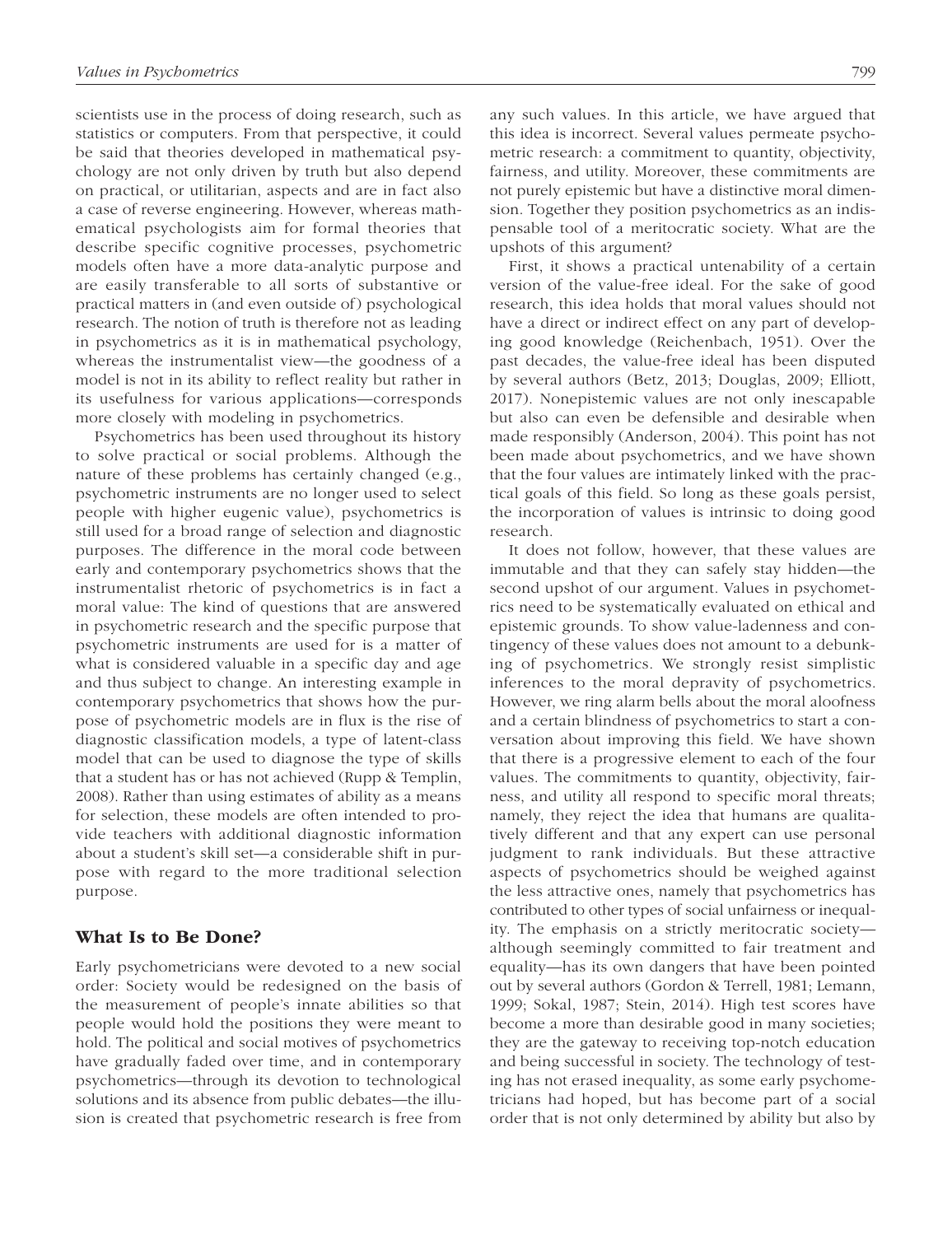scientists use in the process of doing research, such as statistics or computers. From that perspective, it could be said that theories developed in mathematical psychology are not only driven by truth but also depend on practical, or utilitarian, aspects and are in fact also a case of reverse engineering. However, whereas mathematical psychologists aim for formal theories that describe specific cognitive processes, psychometric models often have a more data-analytic purpose and are easily transferable to all sorts of substantive or practical matters in (and even outside of) psychological research. The notion of truth is therefore not as leading in psychometrics as it is in mathematical psychology, whereas the instrumentalist view—the goodness of a model is not in its ability to reflect reality but rather in its usefulness for various applications—corresponds more closely with modeling in psychometrics.

Psychometrics has been used throughout its history to solve practical or social problems. Although the nature of these problems has certainly changed (e.g., psychometric instruments are no longer used to select people with higher eugenic value), psychometrics is still used for a broad range of selection and diagnostic purposes. The difference in the moral code between early and contemporary psychometrics shows that the instrumentalist rhetoric of psychometrics is in fact a moral value: The kind of questions that are answered in psychometric research and the specific purpose that psychometric instruments are used for is a matter of what is considered valuable in a specific day and age and thus subject to change. An interesting example in contemporary psychometrics that shows how the purpose of psychometric models are in flux is the rise of diagnostic classification models, a type of latent-class model that can be used to diagnose the type of skills that a student has or has not achieved (Rupp & Templin, 2008). Rather than using estimates of ability as a means for selection, these models are often intended to provide teachers with additional diagnostic information about a student's skill set—a considerable shift in purpose with regard to the more traditional selection purpose.

## What Is to Be Done?

Early psychometricians were devoted to a new social order: Society would be redesigned on the basis of the measurement of people's innate abilities so that people would hold the positions they were meant to hold. The political and social motives of psychometrics have gradually faded over time, and in contemporary psychometrics—through its devotion to technological solutions and its absence from public debates—the illusion is created that psychometric research is free from any such values. In this article, we have argued that this idea is incorrect. Several values permeate psychometric research: a commitment to quantity, objectivity, fairness, and utility. Moreover, these commitments are not purely epistemic but have a distinctive moral dimension. Together they position psychometrics as an indispensable tool of a meritocratic society. What are the upshots of this argument?

First, it shows a practical untenability of a certain version of the value-free ideal. For the sake of good research, this idea holds that moral values should not have a direct or indirect effect on any part of developing good knowledge (Reichenbach, 1951). Over the past decades, the value-free ideal has been disputed by several authors (Betz, 2013; Douglas, 2009; Elliott, 2017). Nonepistemic values are not only inescapable but also can even be defensible and desirable when made responsibly (Anderson, 2004). This point has not been made about psychometrics, and we have shown that the four values are intimately linked with the practical goals of this field. So long as these goals persist, the incorporation of values is intrinsic to doing good research.

It does not follow, however, that these values are immutable and that they can safely stay hidden—the second upshot of our argument. Values in psychometrics need to be systematically evaluated on ethical and epistemic grounds. To show value-ladenness and contingency of these values does not amount to a debunking of psychometrics. We strongly resist simplistic inferences to the moral depravity of psychometrics. However, we ring alarm bells about the moral aloofness and a certain blindness of psychometrics to start a conversation about improving this field. We have shown that there is a progressive element to each of the four values. The commitments to quantity, objectivity, fairness, and utility all respond to specific moral threats; namely, they reject the idea that humans are qualitatively different and that any expert can use personal judgment to rank individuals. But these attractive aspects of psychometrics should be weighed against the less attractive ones, namely that psychometrics has contributed to other types of social unfairness or inequality. The emphasis on a strictly meritocratic society—although seemingly committed to fair treatment and equality—has its own dangers that have been pointed out by several authors (Gordon & Terrell, 1981; Lemann, 1999; Sokal, 1987; Stein, 2014). High test scores have become a more than desirable good in many societies; they are the gateway to receiving top-notch education and being successful in society. The technology of testing has not erased inequality, as some early psychometricians had hoped, but has become part of a social order that is not only determined by ability but also by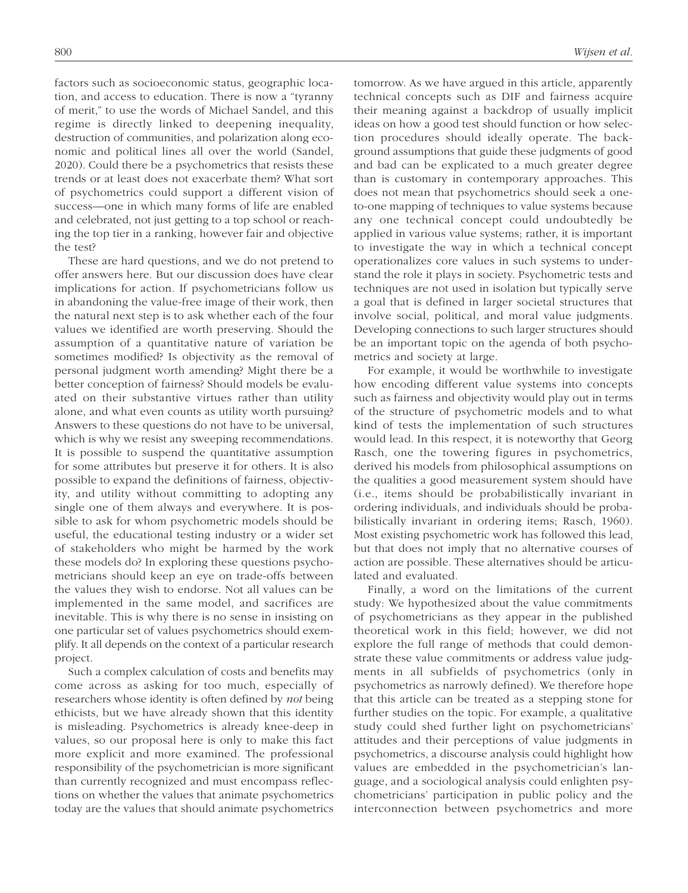factors such as socioeconomic status, geographic location, and access to education. There is now a "tyranny of merit," to use the words of Michael Sandel, and this regime is directly linked to deepening inequality, destruction of communities, and polarization along economic and political lines all over the world (Sandel, 2020). Could there be a psychometrics that resists these trends or at least does not exacerbate them? What sort of psychometrics could support a different vision of success—one in which many forms of life are enabled and celebrated, not just getting to a top school or reaching the top tier in a ranking, however fair and objective the test?

These are hard questions, and we do not pretend to offer answers here. But our discussion does have clear implications for action. If psychometricians follow us in abandoning the value-free image of their work, then the natural next step is to ask whether each of the four values we identified are worth preserving. Should the assumption of a quantitative nature of variation be sometimes modified? Is objectivity as the removal of personal judgment worth amending? Might there be a better conception of fairness? Should models be evaluated on their substantive virtues rather than utility alone, and what even counts as utility worth pursuing? Answers to these questions do not have to be universal, which is why we resist any sweeping recommendations. It is possible to suspend the quantitative assumption for some attributes but preserve it for others. It is also possible to expand the definitions of fairness, objectivity, and utility without committing to adopting any single one of them always and everywhere. It is possible to ask for whom psychometric models should be useful, the educational testing industry or a wider set of stakeholders who might be harmed by the work these models do? In exploring these questions psychometricians should keep an eye on trade-offs between the values they wish to endorse. Not all values can be implemented in the same model, and sacrifices are inevitable. This is why there is no sense in insisting on one particular set of values psychometrics should exemplify. It all depends on the context of a particular research project.

Such a complex calculation of costs and benefits may come across as asking for too much, especially of researchers whose identity is often defined by *not* being ethicists, but we have already shown that this identity is misleading. Psychometrics is already knee-deep in values, so our proposal here is only to make this fact more explicit and more examined. The professional responsibility of the psychometrician is more significant than currently recognized and must encompass reflections on whether the values that animate psychometrics today are the values that should animate psychometrics tomorrow. As we have argued in this article, apparently technical concepts such as DIF and fairness acquire their meaning against a backdrop of usually implicit ideas on how a good test should function or how selection procedures should ideally operate. The background assumptions that guide these judgments of good and bad can be explicated to a much greater degree than is customary in contemporary approaches. This does not mean that psychometrics should seek a one-to-one mapping of techniques to value systems because any one technical concept could undoubtedly be applied in various value systems; rather, it is important to investigate the way in which a technical concept operationalizes core values in such systems to understand the role it plays in society. Psychometric tests and techniques are not used in isolation but typically serve a goal that is defined in larger societal structures that involve social, political, and moral value judgments. Developing connections to such larger structures should be an important topic on the agenda of both psychometrics and society at large.

For example, it would be worthwhile to investigate how encoding different value systems into concepts such as fairness and objectivity would play out in terms of the structure of psychometric models and to what kind of tests the implementation of such structures would lead. In this respect, it is noteworthy that Georg Rasch, one the towering figures in psychometrics, derived his models from philosophical assumptions on the qualities a good measurement system should have (i.e., items should be probabilistically invariant in ordering individuals, and individuals should be probabilistically invariant in ordering items; Rasch, 1960). Most existing psychometric work has followed this lead, but that does not imply that no alternative courses of action are possible. These alternatives should be articulated and evaluated.

Finally, a word on the limitations of the current study: We hypothesized about the value commitments of psychometricians as they appear in the published theoretical work in this field; however, we did not explore the full range of methods that could demonstrate these value commitments or address value judgments in all subfields of psychometrics (only in psychometrics as narrowly defined). We therefore hope that this article can be treated as a stepping stone for further studies on the topic. For example, a qualitative study could shed further light on psychometricians' attitudes and their perceptions of value judgments in psychometrics, a discourse analysis could highlight how values are embedded in the psychometrician's language, and a sociological analysis could enlighten psychometricians' participation in public policy and the interconnection between psychometrics and more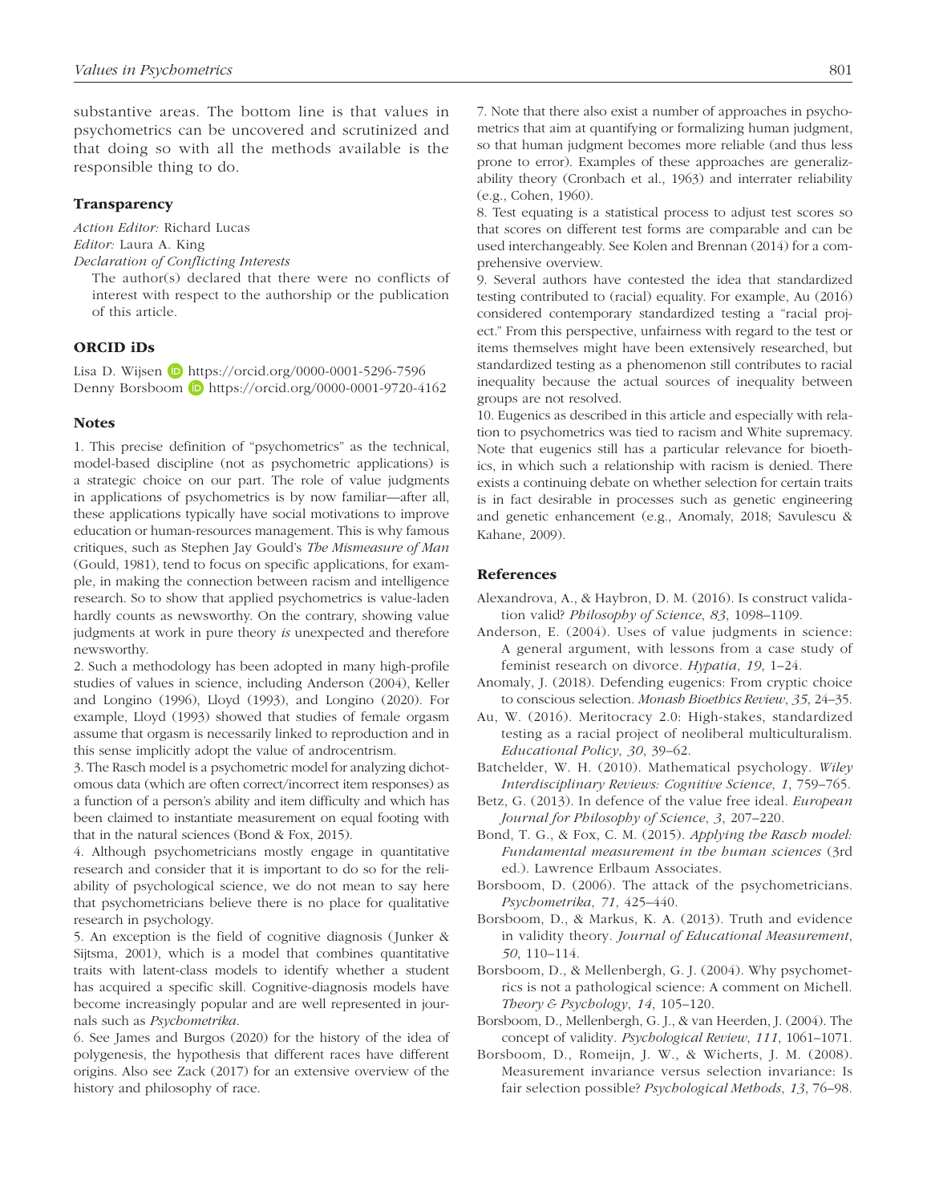substantive areas. The bottom line is that values in psychometrics can be uncovered and scrutinized and that doing so with all the methods available is the responsible thing to do.

### Transparency

*Action Editor:* Richard Lucas
*Editor:* Laura A. King
*Declaration of Conflicting Interests*

The author(s) declared that there were no conflicts of interest with respect to the authorship or the publication of this article.

### ORCID iDs

Lisa D. Wijsen https://orcid.org/0000-0001-5296-7596
Denny Borsboom https://orcid.org/0000-0001-9720-4162

### Notes

1. This precise definition of "psychometrics" as the technical, model-based discipline (not as psychometric applications) is a strategic choice on our part. The role of value judgments in applications of psychometrics is by now familiar—after all, these applications typically have social motivations to improve education or human-resources management. This is why famous critiques, such as Stephen Jay Gould's *The Mismeasure of Man* (Gould, 1981), tend to focus on specific applications, for example, in making the connection between racism and intelligence research. So to show that applied psychometrics is value-laden hardly counts as newsworthy. On the contrary, showing value judgments at work in pure theory *is* unexpected and therefore newsworthy.

2. Such a methodology has been adopted in many high-profile studies of values in science, including Anderson (2004), Keller and Longino (1996), Lloyd (1993), and Longino (2020). For example, Lloyd (1993) showed that studies of female orgasm assume that orgasm is necessarily linked to reproduction and in this sense implicitly adopt the value of androcentrism.

3. The Rasch model is a psychometric model for analyzing dichotomous data (which are often correct/incorrect item responses) as a function of a person's ability and item difficulty and which has been claimed to instantiate measurement on equal footing with that in the natural sciences (Bond & Fox, 2015).

4. Although psychometricians mostly engage in quantitative research and consider that it is important to do so for the reliability of psychological science, we do not mean to say here that psychometricians believe there is no place for qualitative research in psychology.

5. An exception is the field of cognitive diagnosis (Junker & Sijtsma, 2001), which is a model that combines quantitative traits with latent-class models to identify whether a student has acquired a specific skill. Cognitive-diagnosis models have become increasingly popular and are well represented in journals such as *Psychometrika*.

6. See James and Burgos (2020) for the history of the idea of polygenesis, the hypothesis that different races have different origins. Also see Zack (2017) for an extensive overview of the history and philosophy of race.

7. Note that there also exist a number of approaches in psychometrics that aim at quantifying or formalizing human judgment, so that human judgment becomes more reliable (and thus less prone to error). Examples of these approaches are generalizability theory (Cronbach et al., 1963) and interrater reliability (e.g., Cohen, 1960).

8. Test equating is a statistical process to adjust test scores so that scores on different test forms are comparable and can be used interchangeably. See Kolen and Brennan (2014) for a comprehensive overview.

9. Several authors have contested the idea that standardized testing contributed to (racial) equality. For example, Au (2016) considered contemporary standardized testing a "racial project." From this perspective, unfairness with regard to the test or items themselves might have been extensively researched, but standardized testing as a phenomenon still contributes to racial inequality because the actual sources of inequality between groups are not resolved.

10. Eugenics as described in this article and especially with relation to psychometrics was tied to racism and White supremacy. Note that eugenics still has a particular relevance for bioethics, in which such a relationship with racism is denied. There exists a continuing debate on whether selection for certain traits is in fact desirable in processes such as genetic engineering and genetic enhancement (e.g., Anomaly, 2018; Savulescu & Kahane, 2009).

### References

Alexandrova, A., & Haybron, D. M. (2016). Is construct validation valid? *Philosophy of Science*, *83*, 1098–1109.

Anderson, E. (2004). Uses of value judgments in science: A general argument, with lessons from a case study of feminist research on divorce. *Hypatia*, *19*, 1–24.

Anomaly, J. (2018). Defending eugenics: From cryptic choice to conscious selection. *Monash Bioethics Review*, *35*, 24–35.

Au, W. (2016). Meritocracy 2.0: High-stakes, standardized testing as a racial project of neoliberal multiculturalism. *Educational Policy*, *30*, 39–62.

Batchelder, W. H. (2010). Mathematical psychology. *Wiley Interdisciplinary Reviews: Cognitive Science*, *1*, 759–765.

Betz, G. (2013). In defence of the value free ideal. *European Journal for Philosophy of Science*, *3*, 207–220.

Bond, T. G., & Fox, C. M. (2015). *Applying the Rasch model: Fundamental measurement in the human sciences* (3rd ed.). Lawrence Erlbaum Associates.

Borsboom, D. (2006). The attack of the psychometricians. *Psychometrika*, *71*, 425–440.

Borsboom, D., & Markus, K. A. (2013). Truth and evidence in validity theory. *Journal of Educational Measurement*, *50*, 110–114.

Borsboom, D., & Mellenbergh, G. J. (2004). Why psychometrics is not a pathological science: A comment on Michell. *Theory & Psychology*, *14*, 105–120.

Borsboom, D., Mellenbergh, G. J., & van Heerden, J. (2004). The concept of validity. *Psychological Review*, *111*, 1061–1071.

Borsboom, D., Romeijn, J. W., & Wicherts, J. M. (2008). Measurement invariance versus selection invariance: Is fair selection possible? *Psychological Methods*, *13*, 76–98.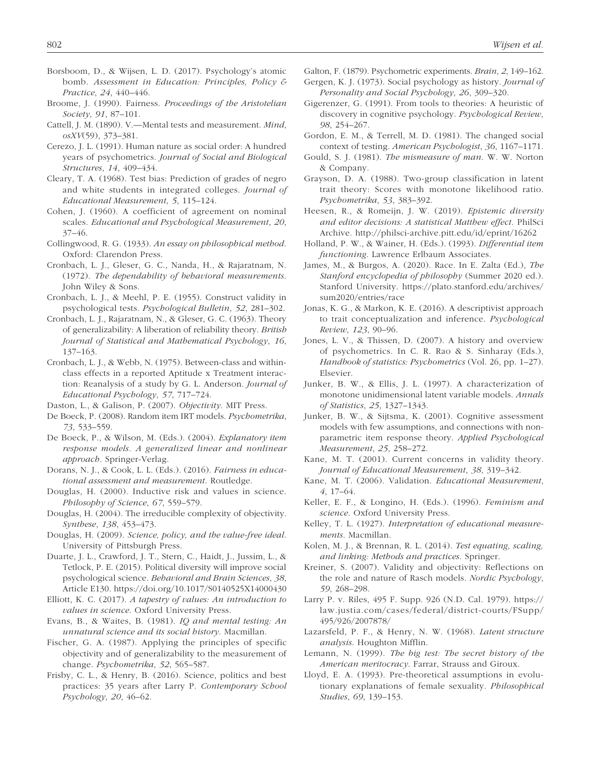Borsboom, D., & Wijsen, L. D. (2017). Psychology's atomic bomb. *Assessment in Education: Principles, Policy & Practice*, *24*, 440–446.

Broome, J. (1990). Fairness. *Proceedings of the Aristotelian Society*, *91*, 87–101.

Cattell, J. M. (1890). V.—Mental tests and measurement. *Mind*, *osXV*(59), 373–381.

Cerezo, J. L. (1991). Human nature as social order: A hundred years of psychometrics. *Journal of Social and Biological Structures*, *14*, 409–434.

Cleary, T. A. (1968). Test bias: Prediction of grades of negro and white students in integrated colleges. *Journal of Educational Measurement*, *5*, 115–124.

Cohen, J. (1960). A coefficient of agreement on nominal scales. *Educational and Psychological Measurement*, *20*, 37–46.

Collingwood, R. G. (1933). *An essay on philosophical method*. Oxford: Clarendon Press.

Cronbach, L. J., Gleser, G. C., Nanda, H., & Rajaratnam, N. (1972). *The dependability of behavioral measurements*. John Wiley & Sons.

Cronbach, L. J., & Meehl, P. E. (1955). Construct validity in psychological tests. *Psychological Bulletin*, *52*, 281–302.

Cronbach, L. J., Rajaratnam, N., & Gleser, G. C. (1963). Theory of generalizability: A liberation of reliability theory. *British Journal of Statistical and Mathematical Psychology*, *16*, 137–163.

Cronbach, L. J., & Webb, N. (1975). Between-class and within-class effects in a reported Aptitude x Treatment interaction: Reanalysis of a study by G. L. Anderson. *Journal of Educational Psychology*, *57*, 717–724.

Daston, L., & Galison, P. (2007). *Objectivity*. MIT Press.

De Boeck, P. (2008). Random item IRT models. *Psychometrika*, *73*, 533–559.

De Boeck, P., & Wilson, M. (Eds.). (2004). *Explanatory item response models. A generalized linear and nonlinear approach*. Springer-Verlag.

Dorans, N. J., & Cook, L. L. (Eds.). (2016). *Fairness in educational assessment and measurement*. Routledge.

Douglas, H. (2000). Inductive risk and values in science. *Philosophy of Science*, *67*, 559–579.

Douglas, H. (2004). The irreducible complexity of objectivity. *Synthese*, *138*, 453–473.

Douglas, H. (2009). *Science, policy, and the value-free ideal*. University of Pittsburgh Press.

Duarte, J. L., Crawford, J. T., Stern, C., Haidt, J., Jussim, L., & Tetlock, P. E. (2015). Political diversity will improve social psychological science. *Behavioral and Brain Sciences*, *38*, Article E130. https://doi.org/10.1017/S0140525X14000430

Elliott, K. C. (2017). *A tapestry of values: An introduction to values in science*. Oxford University Press.

Evans, B., & Waites, B. (1981). *IQ and mental testing: An unnatural science and its social history*. Macmillan.

Fischer, G. A. (1987). Applying the principles of specific objectivity and of generalizability to the measurement of change. *Psychometrika*, *52*, 565–587.

Frisby, C. L., & Henry, B. (2016). Science, politics and best practices: 35 years after Larry P. *Contemporary School Psychology*, *20*, 46–62.

Galton, F. (1879). Psychometric experiments. *Brain*, *2*, 149–162.

Gergen, K. J. (1973). Social psychology as history. *Journal of Personality and Social Psychology*, *26*, 309–320.

Gigerenzer, G. (1991). From tools to theories: A heuristic of discovery in cognitive psychology. *Psychological Review*, *98*, 254–267.

Gordon, E. M., & Terrell, M. D. (1981). The changed social context of testing. *American Psychologist*, *36*, 1167–1171.

Gould, S. J. (1981). *The mismeasure of man*. W. W. Norton & Company.

Grayson, D. A. (1988). Two-group classification in latent trait theory: Scores with monotone likelihood ratio. *Psychometrika*, *53*, 383–392.

Heesen, R., & Romeijn, J. W. (2019). *Epistemic diversity and editor decisions: A statistical Matthew effect*. PhilSci Archive. http://philsci-archive.pitt.edu/id/eprint/16262

Holland, P. W., & Wainer, H. (Eds.). (1993). *Differential item functioning*. Lawrence Erlbaum Associates.

James, M., & Burgos, A. (2020). Race. In E. Zalta (Ed.), *The Stanford encyclopedia of philosophy* (Summer 2020 ed.). Stanford University. https://plato.stanford.edu/archives/sum2020/entries/race

Jonas, K. G., & Markon, K. E. (2016). A descriptivist approach to trait conceptualization and inference. *Psychological Review*, *123*, 90–96.

Jones, L. V., & Thissen, D. (2007). A history and overview of psychometrics. In C. R. Rao & S. Sinharay (Eds.), *Handbook of statistics: Psychometrics* (Vol. 26, pp. 1–27). Elsevier.

Junker, B. W., & Ellis, J. L. (1997). A characterization of monotone unidimensional latent variable models. *Annals of Statistics*, *25*, 1327–1343.

Junker, B. W., & Sijtsma, K. (2001). Cognitive assessment models with few assumptions, and connections with nonparametric item response theory. *Applied Psychological Measurement*, *25*, 258–272.

Kane, M. T. (2001). Current concerns in validity theory. *Journal of Educational Measurement*, *38*, 319–342.

Kane, M. T. (2006). Validation. *Educational Measurement*, *4*, 17–64.

Keller, E. F., & Longino, H. (Eds.). (1996). *Feminism and science*. Oxford University Press.

Kelley, T. L. (1927). *Interpretation of educational measurements*. Macmillan.

Kolen, M. J., & Brennan, R. L. (2014). *Test equating, scaling, and linking: Methods and practices*. Springer.

Kreiner, S. (2007). Validity and objectivity: Reflections on the role and nature of Rasch models. *Nordic Psychology*, *59*, 268–298.

Larry P. v. Riles, 495 F. Supp. 926 (N.D. Cal. 1979). https://law.justia.com/cases/federal/district-courts/FSupp/495/926/2007878/

Lazarsfeld, P. F., & Henry, N. W. (1968). *Latent structure analysis*. Houghton Mifflin.

Lemann, N. (1999). *The big test: The secret history of the American meritocracy*. Farrar, Strauss and Giroux.

Lloyd, E. A. (1993). Pre-theoretical assumptions in evolutionary explanations of female sexuality. *Philosophical Studies*, *69*, 139–153.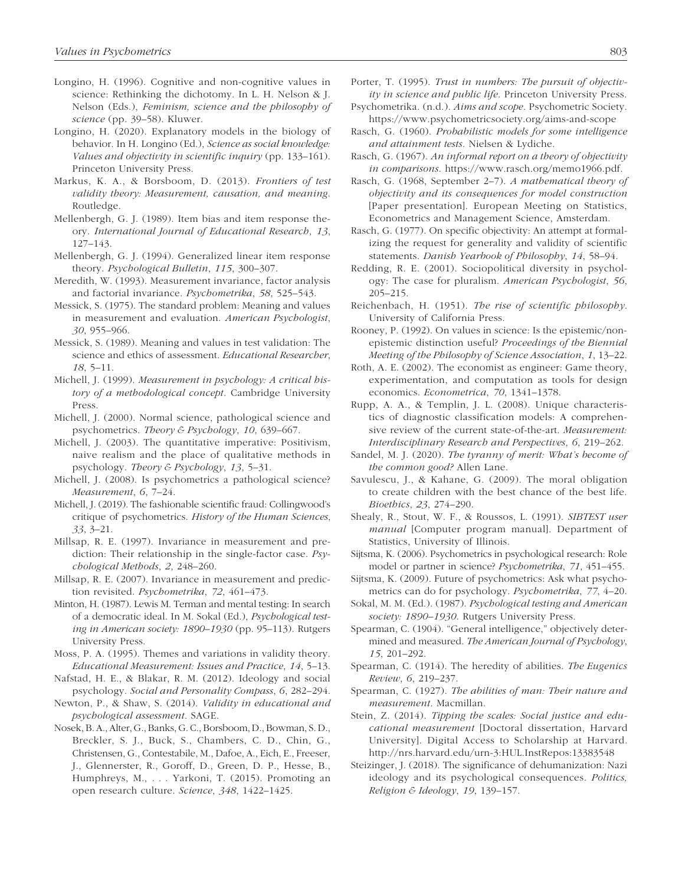Longino, H. (1996). Cognitive and non-cognitive values in science: Rethinking the dichotomy. In L. H. Nelson & J. Nelson (Eds.), *Feminism, science and the philosophy of science* (pp. 39–58). Kluwer.

Longino, H. (2020). Explanatory models in the biology of behavior. In H. Longino (Ed.), *Science as social knowledge: Values and objectivity in scientific inquiry* (pp. 133–161). Princeton University Press.

Markus, K. A., & Borsboom, D. (2013). *Frontiers of test validity theory: Measurement, causation, and meaning*. Routledge.

Mellenbergh, G. J. (1989). Item bias and item response theory. *International Journal of Educational Research*, *13*, 127–143.

Mellenbergh, G. J. (1994). Generalized linear item response theory. *Psychological Bulletin*, *115*, 300–307.

Meredith, W. (1993). Measurement invariance, factor analysis and factorial invariance. *Psychometrika*, *58*, 525–543.

Messick, S. (1975). The standard problem: Meaning and values in measurement and evaluation. *American Psychologist*, *30*, 955–966.

Messick, S. (1989). Meaning and values in test validation: The science and ethics of assessment. *Educational Researcher*, *18*, 5–11.

Michell, J. (1999). *Measurement in psychology: A critical history of a methodological concept*. Cambridge University Press.

Michell, J. (2000). Normal science, pathological science and psychometrics. *Theory & Psychology*, *10*, 639–667.

Michell, J. (2003). The quantitative imperative: Positivism, naive realism and the place of qualitative methods in psychology. *Theory & Psychology*, *13*, 5–31.

Michell, J. (2008). Is psychometrics a pathological science? *Measurement*, *6*, 7–24.

Michell, J. (2019). The fashionable scientific fraud: Collingwood's critique of psychometrics. *History of the Human Sciences*, *33*, 3–21.

Millsap, R. E. (1997). Invariance in measurement and prediction: Their relationship in the single-factor case. *Psychological Methods*, *2*, 248–260.

Millsap, R. E. (2007). Invariance in measurement and prediction revisited. *Psychometrika*, *72*, 461–473.

Minton, H. (1987). Lewis M. Terman and mental testing: In search of a democratic ideal. In M. Sokal (Ed.), *Psychological testing in American society: 1890–1930* (pp. 95–113). Rutgers University Press.

Moss, P. A. (1995). Themes and variations in validity theory. *Educational Measurement: Issues and Practice*, *14*, 5–13.

Nafstad, H. E., & Blakar, R. M. (2012). Ideology and social psychology. *Social and Personality Compass*, *6*, 282–294.

Newton, P., & Shaw, S. (2014). *Validity in educational and psychological assessment*. SAGE.

Nosek, B. A., Alter, G., Banks, G. C., Borsboom, D., Bowman, S. D., Breckler, S. J., Buck, S., Chambers, C. D., Chin, G., Christensen, G., Contestabile, M., Dafoe, A., Eich, E., Freeser, J., Glennerster, R., Goroff, D., Green, D. P., Hesse, B., Humphreys, M., . . . Yarkoni, T. (2015). Promoting an open research culture. *Science*, *348*, 1422–1425.

Porter, T. (1995). *Trust in numbers: The pursuit of objectivity in science and public life*. Princeton University Press.

Psychometrika. (n.d.). *Aims and scope*. Psychometric Society. https://www.psychometricsociety.org/aims-and-scope

Rasch, G. (1960). *Probabilistic models for some intelligence and attainment tests*. Nielsen & Lydiche.

Rasch, G. (1967). *An informal report on a theory of objectivity in comparisons*. https://www.rasch.org/memo1966.pdf.

Rasch, G. (1968, September 2–7). *A mathematical theory of objectivity and its consequences for model construction* [Paper presentation]. European Meeting on Statistics, Econometrics and Management Science, Amsterdam.

Rasch, G. (1977). On specific objectivity: An attempt at formalizing the request for generality and validity of scientific statements. *Danish Yearbook of Philosophy*, *14*, 58–94.

Redding, R. E. (2001). Sociopolitical diversity in psychology: The case for pluralism. *American Psychologist*, *56*, 205–215.

Reichenbach, H. (1951). *The rise of scientific philosophy*. University of California Press.

Rooney, P. (1992). On values in science: Is the epistemic/non-epistemic distinction useful? *Proceedings of the Biennial Meeting of the Philosophy of Science Association*, *1*, 13–22.

Roth, A. E. (2002). The economist as engineer: Game theory, experimentation, and computation as tools for design economics. *Econometrica*, *70*, 1341–1378.

Rupp, A. A., & Templin, J. L. (2008). Unique characteristics of diagnostic classification models: A comprehensive review of the current state-of-the-art. *Measurement: Interdisciplinary Research and Perspectives*, *6*, 219–262.

Sandel, M. J. (2020). *The tyranny of merit: What's become of the common good?* Allen Lane.

Savulescu, J., & Kahane, G. (2009). The moral obligation to create children with the best chance of the best life. *Bioethics*, *23*, 274–290.

Shealy, R., Stout, W. F., & Roussos, L. (1991). *SIBTEST user manual* [Computer program manual]. Department of Statistics, University of Illinois.

Sijtsma, K. (2006). Psychometrics in psychological research: Role model or partner in science? *Psychometrika*, *71*, 451–455.

Sijtsma, K. (2009). Future of psychometrics: Ask what psychometrics can do for psychology. *Psychometrika*, *77*, 4–20.

Sokal, M. M. (Ed.). (1987). *Psychological testing and American society: 1890–1930*. Rutgers University Press.

Spearman, C. (1904). "General intelligence," objectively determined and measured. *The American Journal of Psychology*, *15*, 201–292.

Spearman, C. (1914). The heredity of abilities. *The Eugenics Review*, *6*, 219–237.

Spearman, C. (1927). *The abilities of man: Their nature and measurement*. Macmillan.

Stein, Z. (2014). *Tipping the scales: Social justice and educational measurement* [Doctoral dissertation, Harvard University]. Digital Access to Scholarship at Harvard. http://nrs.harvard.edu/urn-3:HUL.InstRepos:13383548

Steizinger, J. (2018). The significance of dehumanization: Nazi ideology and its psychological consequences. *Politics, Religion & Ideology*, *19*, 139–157.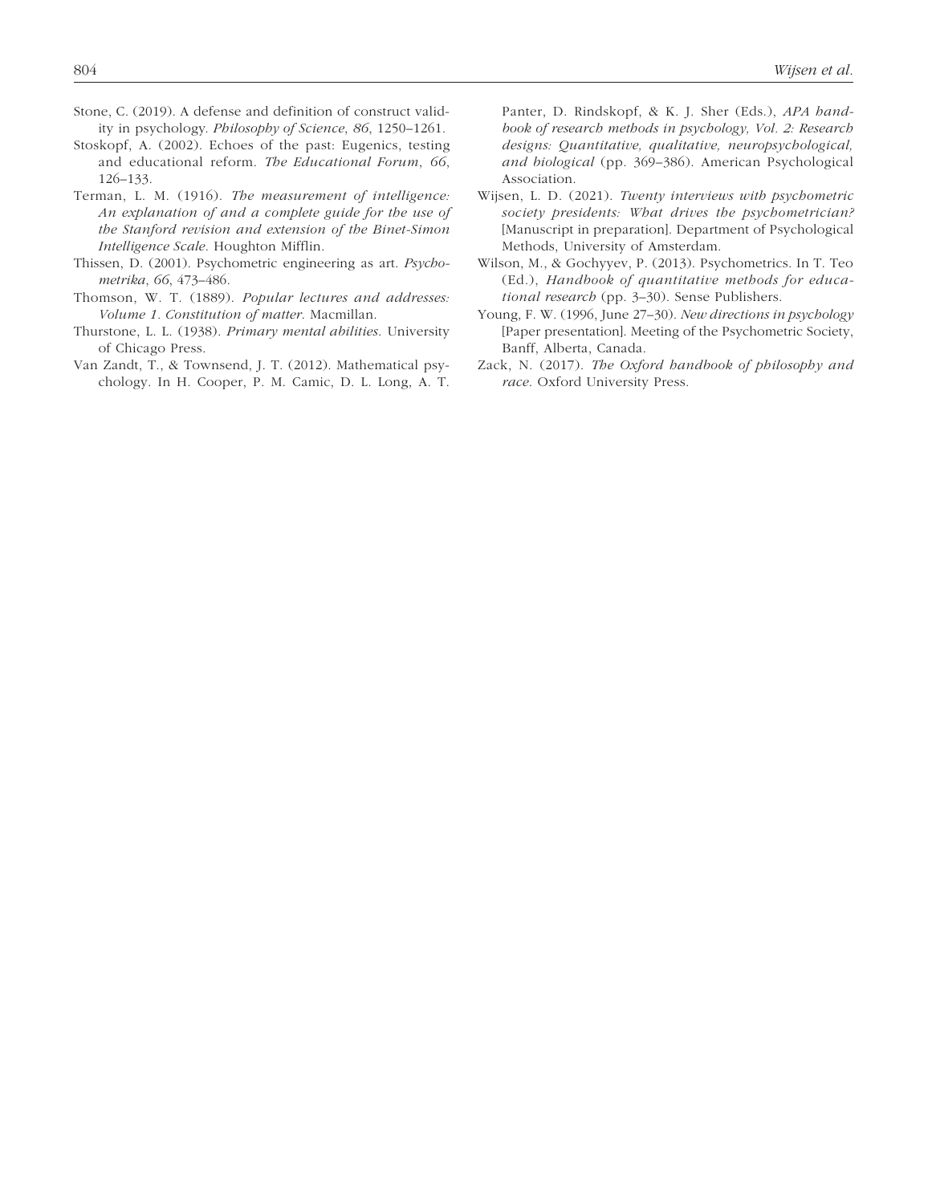Stone, C. (2019). A defense and definition of construct validity in psychology. *Philosophy of Science*, *86*, 1250–1261.

Stoskopf, A. (2002). Echoes of the past: Eugenics, testing and educational reform. *The Educational Forum*, *66*, 126–133.

Terman, L. M. (1916). *The measurement of intelligence: An explanation of and a complete guide for the use of the Stanford revision and extension of the Binet-Simon Intelligence Scale*. Houghton Mifflin.

Thissen, D. (2001). Psychometric engineering as art. *Psychometrika*, *66*, 473–486.

Thomson, W. T. (1889). *Popular lectures and addresses: Volume 1. Constitution of matter*. Macmillan.

Thurstone, L. L. (1938). *Primary mental abilities*. University of Chicago Press.

Van Zandt, T., & Townsend, J. T. (2012). Mathematical psychology. In H. Cooper, P. M. Camic, D. L. Long, A. T. Panter, D. Rindskopf, & K. J. Sher (Eds.), *APA handbook of research methods in psychology, Vol. 2: Research designs: Quantitative, qualitative, neuropsychological, and biological* (pp. 369–386). American Psychological Association.

Wijsen, L. D. (2021). *Twenty interviews with psychometric society presidents: What drives the psychometrician?* [Manuscript in preparation]. Department of Psychological Methods, University of Amsterdam.

Wilson, M., & Gochyyev, P. (2013). Psychometrics. In T. Teo (Ed.), *Handbook of quantitative methods for educational research* (pp. 3–30). Sense Publishers.

Young, F. W. (1996, June 27–30). *New directions in psychology* [Paper presentation]. Meeting of the Psychometric Society, Banff, Alberta, Canada.

Zack, N. (2017). *The Oxford handbook of philosophy and race*. Oxford University Press.